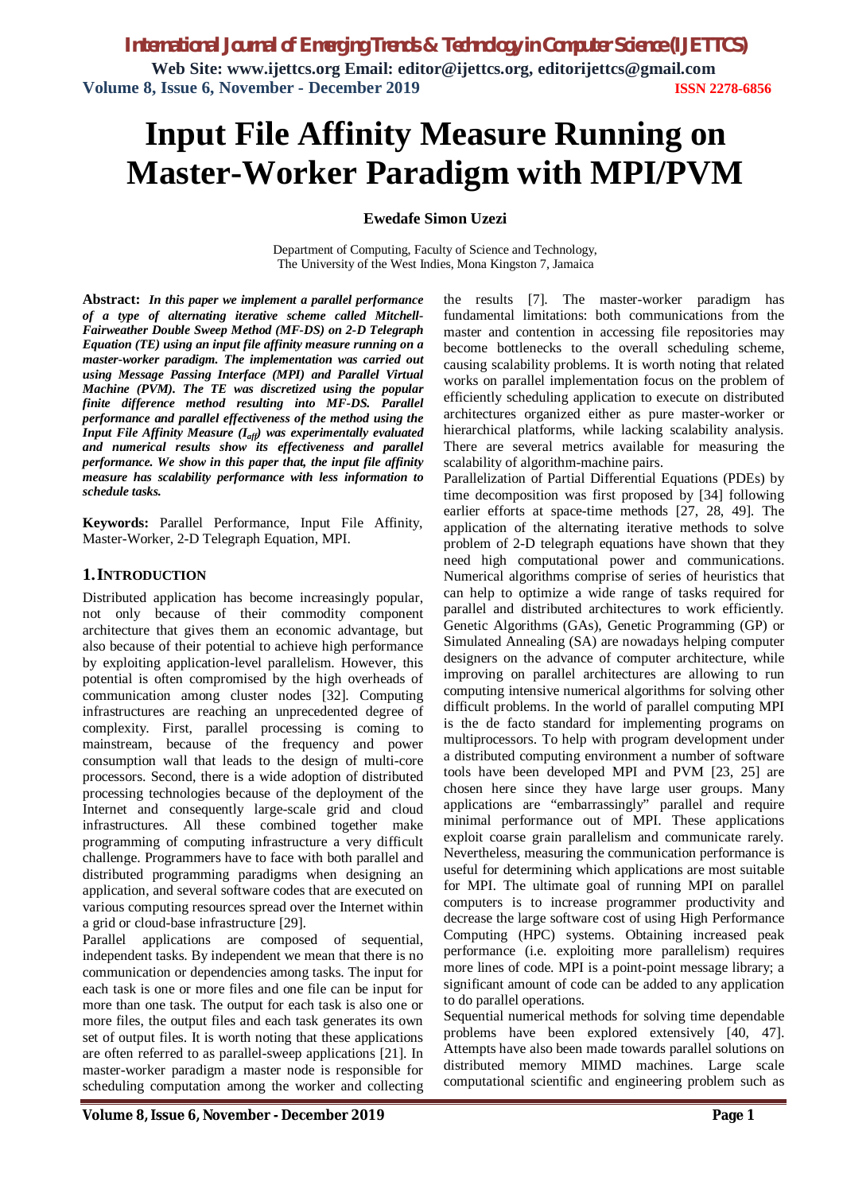# Input File Affinity Measure Running on Master-Worker Paradigm with MPI/PVM

**Ewedafe Simon Uzezi**

Department of Computing, Faculty of Science and Technology,
The University of the West Indies, Mona Kingston 7, Jamaica

**Abstract:** ***In this paper we implement a parallel performance of a type of alternating iterative scheme called Mitchell-Fairweather Double Sweep Method (MF-DS) on 2-D Telegraph Equation (TE) using an input file affinity measure running on a master-worker paradigm. The implementation was carried out using Message Passing Interface (MPI) and Parallel Virtual Machine (PVM). The TE was discretized using the popular finite difference method resulting into MF-DS. Parallel performance and parallel effectiveness of the method using the Input File Affinity Measure ($I_{aff}$) was experimentally evaluated and numerical results show its effectiveness and parallel performance. We show in this paper that, the input file affinity measure has scalability performance with less information to schedule tasks.***

**Keywords:** Parallel Performance, Input File Affinity, Master-Worker, 2-D Telegraph Equation, MPI.

## 1. INTRODUCTION

Distributed application has become increasingly popular, not only because of their commodity component architecture that gives them an economic advantage, but also because of their potential to achieve high performance by exploiting application-level parallelism. However, this potential is often compromised by the high overheads of communication among cluster nodes [32]. Computing infrastructures are reaching an unprecedented degree of complexity. First, parallel processing is coming to mainstream, because of the frequency and power consumption wall that leads to the design of multi-core processors. Second, there is a wide adoption of distributed processing technologies because of the deployment of the Internet and consequently large-scale grid and cloud infrastructures. All these combined together make programming of computing infrastructure a very difficult challenge. Programmers have to face with both parallel and distributed programming paradigms when designing an application, and several software codes that are executed on various computing resources spread over the Internet within a grid or cloud-base infrastructure [29].

Parallel applications are composed of sequential, independent tasks. By independent we mean that there is no communication or dependencies among tasks. The input for each task is one or more files and one file can be input for more than one task. The output for each task is also one or more files, the output files and each task generates its own set of output files. It is worth noting that these applications are often referred to as parallel-sweep applications [21]. In master-worker paradigm a master node is responsible for scheduling computation among the worker and collecting the results [7]. The master-worker paradigm has fundamental limitations: both communications from the master and contention in accessing file repositories may become bottlenecks to the overall scheduling scheme, causing scalability problems. It is worth noting that related works on parallel implementation focus on the problem of efficiently scheduling application to execute on distributed architectures organized either as pure master-worker or hierarchical platforms, while lacking scalability analysis. There are several metrics available for measuring the scalability of algorithm-machine pairs.

Parallelization of Partial Differential Equations (PDEs) by time decomposition was first proposed by [34] following earlier efforts at space-time methods [27, 28, 49]. The application of the alternating iterative methods to solve problem of 2-D telegraph equations have shown that they need high computational power and communications. Numerical algorithms comprise of series of heuristics that can help to optimize a wide range of tasks required for parallel and distributed architectures to work efficiently. Genetic Algorithms (GAs), Genetic Programming (GP) or Simulated Annealing (SA) are nowadays helping computer designers on the advance of computer architecture, while improving on parallel architectures are allowing to run computing intensive numerical algorithms for solving other difficult problems. In the world of parallel computing MPI is the de facto standard for implementing programs on multiprocessors. To help with program development under a distributed computing environment a number of software tools have been developed MPI and PVM [23, 25] are chosen here since they have large user groups. Many applications are "embarrassingly" parallel and require minimal performance out of MPI. These applications exploit coarse grain parallelism and communicate rarely. Nevertheless, measuring the communication performance is useful for determining which applications are most suitable for MPI. The ultimate goal of running MPI on parallel computers is to increase programmer productivity and decrease the large software cost of using High Performance Computing (HPC) systems. Obtaining increased peak performance (i.e. exploiting more parallelism) requires more lines of code. MPI is a point-point message library; a significant amount of code can be added to any application to do parallel operations.

Sequential numerical methods for solving time dependable problems have been explored extensively [40, 47]. Attempts have also been made towards parallel solutions on distributed memory MIMD machines. Large scale computational scientific and engineering problem such as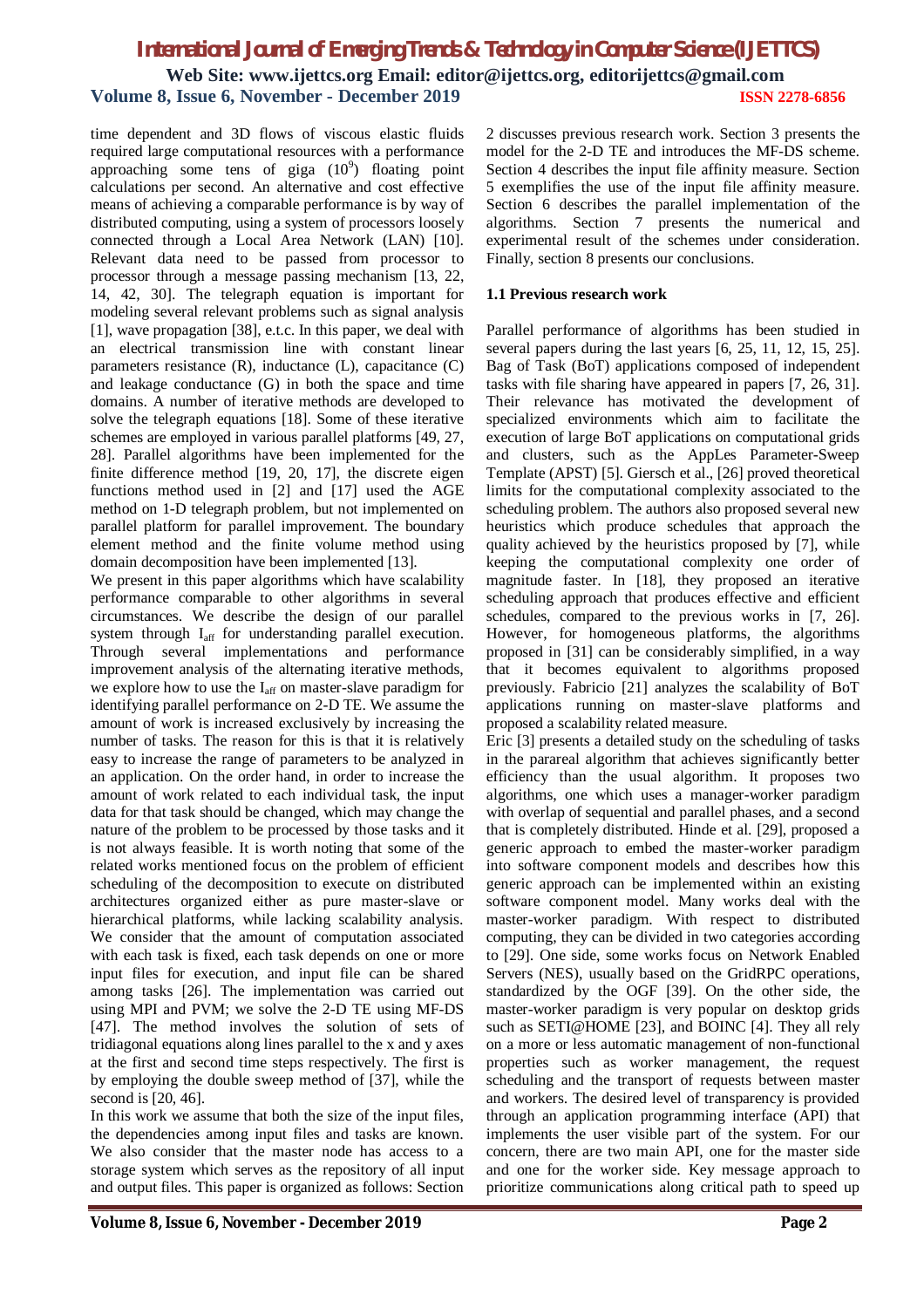time dependent and 3D flows of viscous elastic fluids required large computational resources with a performance approaching some tens of giga ($10^9$) floating point calculations per second. An alternative and cost effective means of achieving a comparable performance is by way of distributed computing, using a system of processors loosely connected through a Local Area Network (LAN) [10]. Relevant data need to be passed from processor to processor through a message passing mechanism [13, 22, 14, 42, 30]. The telegraph equation is important for modeling several relevant problems such as signal analysis [1], wave propagation [38], e.t.c. In this paper, we deal with an electrical transmission line with constant linear parameters resistance (R), inductance (L), capacitance (C) and leakage conductance (G) in both the space and time domains. A number of iterative methods are developed to solve the telegraph equations [18]. Some of these iterative schemes are employed in various parallel platforms [49, 27, 28]. Parallel algorithms have been implemented for the finite difference method [19, 20, 17], the discrete eigen functions method used in [2] and [17] used the AGE method on 1-D telegraph problem, but not implemented on parallel platform for parallel improvement. The boundary element method and the finite volume method using domain decomposition have been implemented [13].

We present in this paper algorithms which have scalability performance comparable to other algorithms in several circumstances. We describe the design of our parallel system through $I_{aff}$ for understanding parallel execution. Through several implementations and performance improvement analysis of the alternating iterative methods, we explore how to use the $I_{aff}$ on master-slave paradigm for identifying parallel performance on 2-D TE. We assume the amount of work is increased exclusively by increasing the number of tasks. The reason for this is that it is relatively easy to increase the range of parameters to be analyzed in an application. On the order hand, in order to increase the amount of work related to each individual task, the input data for that task should be changed, which may change the nature of the problem to be processed by those tasks and it is not always feasible. It is worth noting that some of the related works mentioned focus on the problem of efficient scheduling of the decomposition to execute on distributed architectures organized either as pure master-slave or hierarchical platforms, while lacking scalability analysis. We consider that the amount of computation associated with each task is fixed, each task depends on one or more input files for execution, and input file can be shared among tasks [26]. The implementation was carried out using MPI and PVM; we solve the 2-D TE using MF-DS [47]. The method involves the solution of sets of tridiagonal equations along lines parallel to the x and y axes at the first and second time steps respectively. The first is by employing the double sweep method of [37], while the second is [20, 46].

In this work we assume that both the size of the input files, the dependencies among input files and tasks are known. We also consider that the master node has access to a storage system which serves as the repository of all input and output files. This paper is organized as follows: Section 2 discusses previous research work. Section 3 presents the model for the 2-D TE and introduces the MF-DS scheme. Section 4 describes the input file affinity measure. Section 5 exemplifies the use of the input file affinity measure. Section 6 describes the parallel implementation of the algorithms. Section 7 presents the numerical and experimental result of the schemes under consideration. Finally, section 8 presents our conclusions.

### 1.1 Previous research work

Parallel performance of algorithms has been studied in several papers during the last years [6, 25, 11, 12, 15, 25]. Bag of Task (BoT) applications composed of independent tasks with file sharing have appeared in papers [7, 26, 31]. Their relevance has motivated the development of specialized environments which aim to facilitate the execution of large BoT applications on computational grids and clusters, such as the AppLes Parameter-Sweep Template (APST) [5]. Giersch et al., [26] proved theoretical limits for the computational complexity associated to the scheduling problem. The authors also proposed several new heuristics which produce schedules that approach the quality achieved by the heuristics proposed by [7], while keeping the computational complexity one order of magnitude faster. In [18], they proposed an iterative scheduling approach that produces effective and efficient schedules, compared to the previous works in [7, 26]. However, for homogeneous platforms, the algorithms proposed in [31] can be considerably simplified, in a way that it becomes equivalent to algorithms proposed previously. Fabricio [21] analyzes the scalability of BoT applications running on master-slave platforms and proposed a scalability related measure.

Eric [3] presents a detailed study on the scheduling of tasks in the parareal algorithm that achieves significantly better efficiency than the usual algorithm. It proposes two algorithms, one which uses a manager-worker paradigm with overlap of sequential and parallel phases, and a second that is completely distributed. Hinde et al. [29], proposed a generic approach to embed the master-worker paradigm into software component models and describes how this generic approach can be implemented within an existing software component model. Many works deal with the master-worker paradigm. With respect to distributed computing, they can be divided in two categories according to [29]. One side, some works focus on Network Enabled Servers (NES), usually based on the GridRPC operations, standardized by the OGF [39]. On the other side, the master-worker paradigm is very popular on desktop grids such as SETI@HOME [23], and BOINC [4]. They all rely on a more or less automatic management of non-functional properties such as worker management, the request scheduling and the transport of requests between master and workers. The desired level of transparency is provided through an application programming interface (API) that implements the user visible part of the system. For our concern, there are two main API, one for the master side and one for the worker side. Key message approach to prioritize communications along critical path to speed up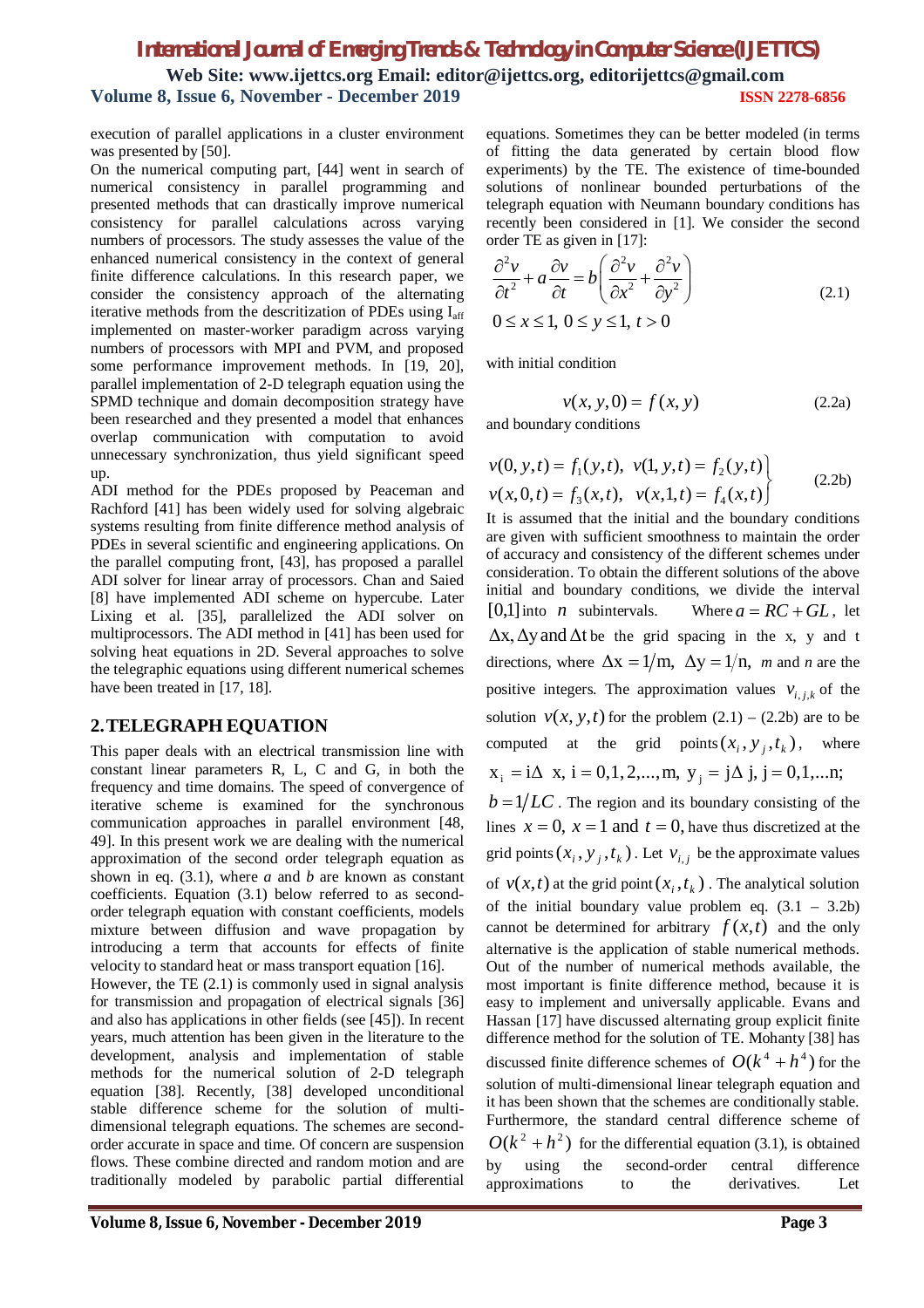execution of parallel applications in a cluster environment was presented by [50].

On the numerical computing part, [44] went in search of numerical consistency in parallel programming and presented methods that can drastically improve numerical consistency for parallel calculations across varying numbers of processors. The study assesses the value of the enhanced numerical consistency in the context of general finite difference calculations. In this research paper, we consider the consistency approach of the alternating iterative methods from the descritization of PDEs using $I_{aff}$ implemented on master-worker paradigm across varying numbers of processors with MPI and PVM, and proposed some performance improvement methods. In [19, 20], parallel implementation of 2-D telegraph equation using the SPMD technique and domain decomposition strategy have been researched and they presented a model that enhances overlap communication with computation to avoid unnecessary synchronization, thus yield significant speed up.

ADI method for the PDEs proposed by Peaceman and Rachford [41] has been widely used for solving algebraic systems resulting from finite difference method analysis of PDEs in several scientific and engineering applications. On the parallel computing front, [43], has proposed a parallel ADI solver for linear array of processors. Chan and Saied [8] have implemented ADI scheme on hypercube. Later Lixing et al. [35], parallelized the ADI solver on multiprocessors. The ADI method in [41] has been used for solving heat equations in 2D. Several approaches to solve the telegraphic equations using different numerical schemes have been treated in [17, 18].

## 2. TELEGRAPH EQUATION

This paper deals with an electrical transmission line with constant linear parameters R, L, C and G, in both the frequency and time domains. The speed of convergence of iterative scheme is examined for the synchronous communication approaches in parallel environment [48, 49]. In this present work we are dealing with the numerical approximation of the second order telegraph equation as shown in eq. (3.1), where $a$ and $b$ are known as constant coefficients. Equation (3.1) below referred to as second-order telegraph equation with constant coefficients, models mixture between diffusion and wave propagation by introducing a term that accounts for effects of finite velocity to standard heat or mass transport equation [16].

However, the TE (2.1) is commonly used in signal analysis for transmission and propagation of electrical signals [36] and also has applications in other fields (see [45]). In recent years, much attention has been given in the literature to the development, analysis and implementation of stable methods for the numerical solution of 2-D telegraph equation [38]. Recently, [38] developed unconditional stable difference scheme for the solution of multi-dimensional telegraph equations. The schemes are second-order accurate in space and time. Of concern are suspension flows. These combine directed and random motion and are traditionally modeled by parabolic partial differential equations. Sometimes they can be better modeled (in terms of fitting the data generated by certain blood flow experiments) by the TE. The existence of time-bounded solutions of nonlinear bounded perturbations of the telegraph equation with Neumann boundary conditions has recently been considered in [1]. We consider the second order TE as given in [17]:

$$\frac{\partial^2 v}{\partial t^2} + a\frac{\partial v}{\partial t} = b\left(\frac{\partial^2 v}{\partial x^2} + \frac{\partial^2 v}{\partial y^2}\right) \tag{2.1}$$

$$0 \le x \le 1,\ 0 \le y \le 1,\ t > 0$$

with initial condition

$$v(x,y,0) = f(x,y) \tag{2.2a}$$

and boundary conditions

$$\left.\begin{aligned} v(0,y,t) = f_1(y,t),\ \ v(1,y,t) = f_2(y,t) \\ v(x,0,t) = f_3(x,t),\ \ v(x,1,t) = f_4(x,t) \end{aligned}\right\} \tag{2.2b}$$

It is assumed that the initial and the boundary conditions are given with sufficient smoothness to maintain the order of accuracy and consistency of the different schemes under consideration. To obtain the different solutions of the above initial and boundary conditions, we divide the interval $[0,1]$ into $n$ subintervals. Where $a = RC + GL$, let $\Delta x, \Delta y$ and $\Delta t$ be the grid spacing in the x, y and t directions, where $\Delta x = 1/m,\ \Delta y = 1/n,$ $m$ and $n$ are the positive integers. The approximation values $v_{i,j,k}$ of the solution $v(x,y,t)$ for the problem (2.1) – (2.2b) are to be computed at the grid points $(x_i, y_j, t_k)$, where $x_i = i\Delta\ x,\ i = 0,1,2,...,m,\ y_j = j\Delta\ j,\ j = 0,1,...n;$ $b = 1/LC$. The region and its boundary consisting of the lines $x = 0,\ x = 1$ and $t = 0$, have thus discretized at the grid points $(x_i, y_j, t_k)$. Let $v_{i,j}$ be the approximate values of $v(x,t)$ at the grid point $(x_i, t_k)$. The analytical solution of the initial boundary value problem eq. (3.1 – 3.2b) cannot be determined for arbitrary $f(x,t)$ and the only alternative is the application of stable numerical methods. Out of the number of numerical methods available, the most important is finite difference method, because it is easy to implement and universally applicable. Evans and Hassan [17] have discussed alternating group explicit finite difference method for the solution of TE. Mohanty [38] has discussed finite difference schemes of $O(k^4 + h^4)$ for the solution of multi-dimensional linear telegraph equation and it has been shown that the schemes are conditionally stable. Furthermore, the standard central difference scheme of $O(k^2 + h^2)$ for the differential equation (3.1), is obtained by using the second-order central difference approximations to the derivatives. Let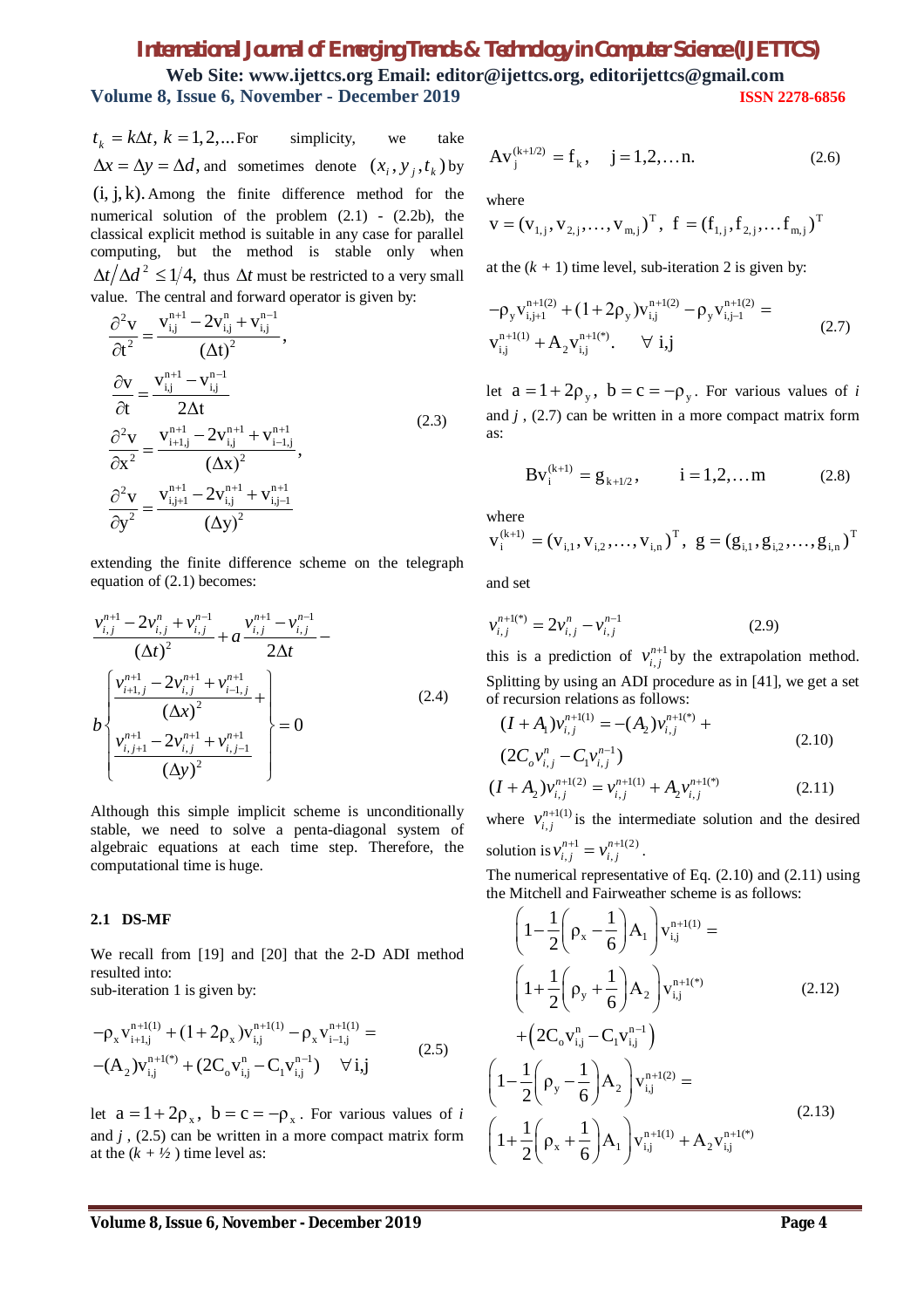$t_k = k\Delta t,\ k = 1, 2, \ldots$ For simplicity, we take $\Delta x = \Delta y = \Delta d$, and sometimes denote $(x_i, y_j, t_k)$ by $(\mathrm{i}, \mathrm{j}, \mathrm{k})$. Among the finite difference method for the numerical solution of the problem (2.1) - (2.2b), the classical explicit method is suitable in any case for parallel computing, but the method is stable only when $\Delta t / \Delta d^2 \leq 1/4$, thus $\Delta t$ must be restricted to a very small value. The central and forward operator is given by:

$$
\begin{aligned}
\frac{\partial^2 v}{\partial t^2} &= \frac{v_{i,j}^{n+1} - 2v_{i,j}^{n} + v_{i,j}^{n-1}}{(\Delta t)^2}, \\
\frac{\partial v}{\partial t} &= \frac{v_{i,j}^{n+1} - v_{i,j}^{n-1}}{2\Delta t} \\
\frac{\partial^2 v}{\partial x^2} &= \frac{v_{i+1,j}^{n+1} - 2v_{i,j}^{n+1} + v_{i-1,j}^{n+1}}{(\Delta x)^2}, \\
\frac{\partial^2 v}{\partial y^2} &= \frac{v_{i,j+1}^{n+1} - 2v_{i,j}^{n+1} + v_{i,j-1}^{n+1}}{(\Delta y)^2}
\end{aligned}
\tag{2.3}
$$

extending the finite difference scheme on the telegraph equation of (2.1) becomes:

$$
\frac{v_{i,j}^{n+1} - 2v_{i,j}^{n} + v_{i,j}^{n-1}}{(\Delta t)^2} + a\frac{v_{i,j}^{n+1} - v_{i,j}^{n-1}}{2\Delta t} - b\left\{ \frac{v_{i+1,j}^{n+1} - 2v_{i,j}^{n+1} + v_{i-1,j}^{n+1}}{(\Delta x)^2} + \frac{v_{i,j+1}^{n+1} - 2v_{i,j}^{n+1} + v_{i,j-1}^{n+1}}{(\Delta y)^2} \right\} = 0 \tag{2.4}
$$

Although this simple implicit scheme is unconditionally stable, we need to solve a penta-diagonal system of algebraic equations at each time step. Therefore, the computational time is huge.

### 2.1 DS-MF

We recall from [19] and [20] that the 2-D ADI method resulted into:
sub-iteration 1 is given by:

$$
\begin{aligned}
&-\rho_x v_{i+1,j}^{n+1(1)} + (1+2\rho_x)v_{i,j}^{n+1(1)} - \rho_x v_{i-1,j}^{n+1(1)} = \\
&-(A_2)v_{i,j}^{n+1(*)} + (2C_o v_{i,j}^{n} - C_1 v_{i,j}^{n-1}) \quad \forall\, i,j
\end{aligned}
\tag{2.5}
$$

let $a = 1 + 2\rho_x,\ b = c = -\rho_x$. For various values of $i$ and $j$, (2.5) can be written in a more compact matrix form at the ($k$ + ½) time level as:

$$
A v_j^{(k+1/2)} = f_k, \quad j = 1, 2, \ldots n. \tag{2.6}
$$

where

$$
v = (v_{1,j}, v_{2,j}, \ldots, v_{m,j})^T,\ f = (f_{1,j}, f_{2,j}, \ldots f_{m,j})^T
$$

at the ($k$ + 1) time level, sub-iteration 2 is given by:

$$
\begin{aligned}
&-\rho_y v_{i,j+1}^{n+1(2)} + (1+2\rho_y)v_{i,j}^{n+1(2)} - \rho_y v_{i,j-1}^{n+1(2)} = \\
&v_{i,j}^{n+1(1)} + A_2 v_{i,j}^{n+1(*)}. \quad \forall\, i,j
\end{aligned}
\tag{2.7}
$$

let $a = 1 + 2\rho_y,\ b = c = -\rho_y$. For various values of $i$ and $j$, (2.7) can be written in a more compact matrix form as:

$$
B v_i^{(k+1)} = g_{k+1/2}, \quad i = 1, 2, \ldots m \tag{2.8}
$$

where

$$
v_i^{(k+1)} = (v_{i,1}, v_{i,2}, \ldots, v_{i,n})^T,\ g = (g_{i,1}, g_{i,2}, \ldots, g_{i,n})^T
$$

and set

$$
v_{i,j}^{n+1(*)} = 2v_{i,j}^{n} - v_{i,j}^{n-1} \tag{2.9}
$$

this is a prediction of $v_{i,j}^{n+1}$ by the extrapolation method. Splitting by using an ADI procedure as in [41], we get a set of recursion relations as follows:

$$
(I + A_1)v_{i,j}^{n+1(1)} = -(A_2)v_{i,j}^{n+1(*)} + (2C_o v_{i,j}^{n} - C_1 v_{i,j}^{n-1}) \tag{2.10}
$$

$$
(I + A_2)v_{i,j}^{n+1(2)} = v_{i,j}^{n+1(1)} + A_2 v_{i,j}^{n+1(*)} \tag{2.11}
$$

where $v_{i,j}^{n+1(1)}$ is the intermediate solution and the desired solution is $v_{i,j}^{n+1} = v_{i,j}^{n+1(2)}$.

The numerical representative of Eq. (2.10) and (2.11) using the Mitchell and Fairweather scheme is as follows:

$$
\begin{aligned}
&\left(1 - \frac{1}{2}\left(\rho_x - \frac{1}{6}\right)A_1\right)v_{i,j}^{n+1(1)} = \\
&\left(1 + \frac{1}{2}\left(\rho_y + \frac{1}{6}\right)A_2\right)v_{i,j}^{n+1(*)} \\
&+\left(2C_o v_{i,j}^{n} - C_1 v_{i,j}^{n-1}\right)
\end{aligned}
\tag{2.12}
$$

$$
\begin{aligned}
&\left(1 - \frac{1}{2}\left(\rho_y - \frac{1}{6}\right)A_2\right)v_{i,j}^{n+1(2)} = \\
&\left(1 + \frac{1}{2}\left(\rho_x + \frac{1}{6}\right)A_1\right)v_{i,j}^{n+1(1)} + A_2 v_{i,j}^{n+1(*)}
\end{aligned}
\tag{2.13}
$$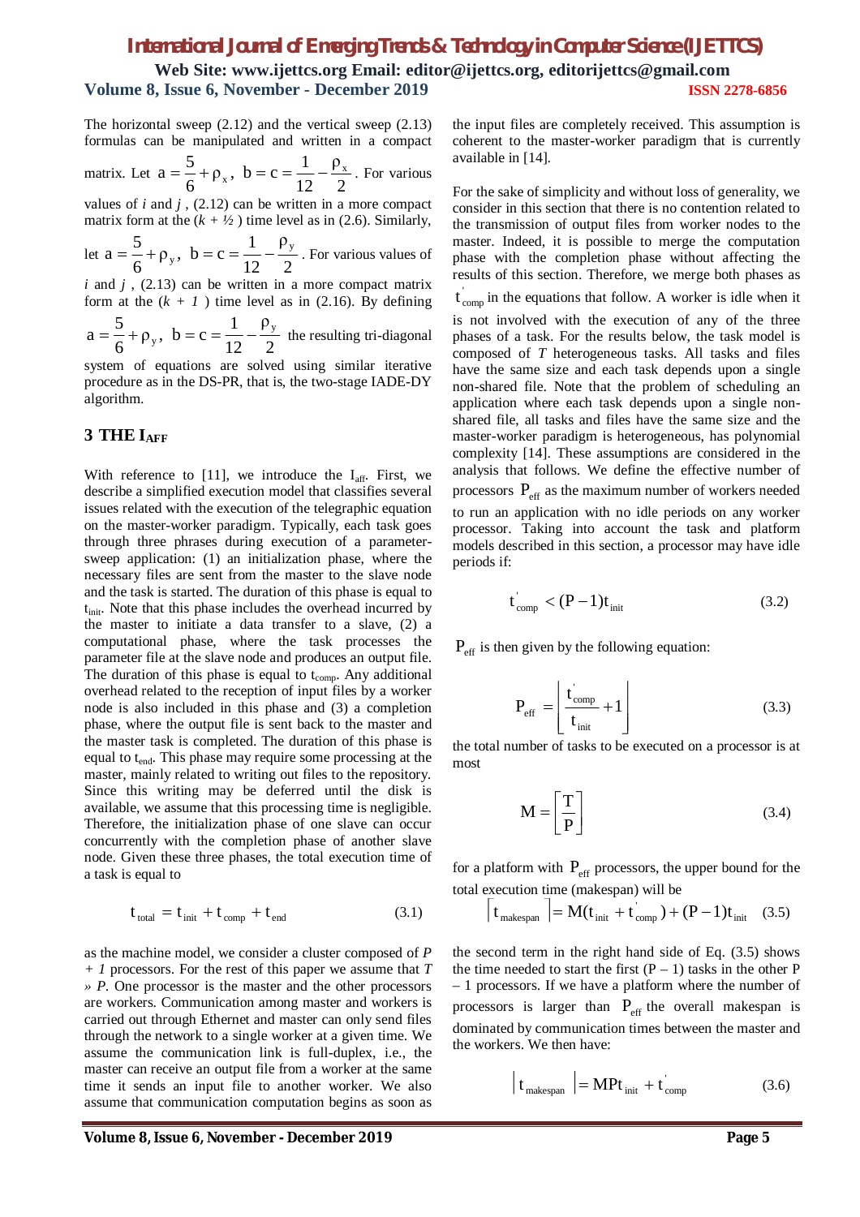The horizontal sweep (2.12) and the vertical sweep (2.13) formulas can be manipulated and written in a compact matrix. Let $a = \frac{5}{6} + \rho_x$, $b = c = \frac{1}{12} - \frac{\rho_x}{2}$. For various values of *i* and *j* , (2.12) can be written in a more compact matrix form at the (*k* + ½ ) time level as in (2.6). Similarly, let $a = \frac{5}{6} + \rho_y$, $b = c = \frac{1}{12} - \frac{\rho_y}{2}$. For various values of *i* and *j* , (2.13) can be written in a more compact matrix form at the (*k* + *1* ) time level as in (2.16). By defining $a = \frac{5}{6} + \rho_y$, $b = c = \frac{1}{12} - \frac{\rho_y}{2}$ the resulting tri-diagonal system of equations are solved using similar iterative procedure as in the DS-PR, that is, the two-stage IADE-DY algorithm.

## 3 THE $I_{AFF}$

With reference to [11], we introduce the $I_{aff}$. First, we describe a simplified execution model that classifies several issues related with the execution of the telegraphic equation on the master-worker paradigm. Typically, each task goes through three phrases during execution of a parameter-sweep application: (1) an initialization phase, where the necessary files are sent from the master to the slave node and the task is started. The duration of this phase is equal to $t_{init}$. Note that this phase includes the overhead incurred by the master to initiate a data transfer to a slave, (2) a computational phase, where the task processes the parameter file at the slave node and produces an output file. The duration of this phase is equal to $t_{comp}$. Any additional overhead related to the reception of input files by a worker node is also included in this phase and (3) a completion phase, where the output file is sent back to the master and the master task is completed. The duration of this phase is equal to $t_{end}$. This phase may require some processing at the master, mainly related to writing out files to the repository. Since this writing may be deferred until the disk is available, we assume that this processing time is negligible. Therefore, the initialization phase of one slave can occur concurrently with the completion phase of another slave node. Given these three phases, the total execution time of a task is equal to

$$t_{total} = t_{init} + t_{comp} + t_{end} \tag{3.1}$$

as the machine model, we consider a cluster composed of *P + 1* processors. For the rest of this paper we assume that *T » P*. One processor is the master and the other processors are workers. Communication among master and workers is carried out through Ethernet and master can only send files through the network to a single worker at a given time. We assume the communication link is full-duplex, i.e., the master can receive an output file from a worker at the same time it sends an input file to another worker. We also assume that communication computation begins as soon as the input files are completely received. This assumption is coherent to the master-worker paradigm that is currently available in [14].

For the sake of simplicity and without loss of generality, we consider in this section that there is no contention related to the transmission of output files from worker nodes to the master. Indeed, it is possible to merge the computation phase with the completion phase without affecting the results of this section. Therefore, we merge both phases as $t'_{comp}$ in the equations that follow. A worker is idle when it is not involved with the execution of any of the three phases of a task. For the results below, the task model is composed of *T* heterogeneous tasks. All tasks and files have the same size and each task depends upon a single non-shared file. Note that the problem of scheduling an application where each task depends upon a single non-shared file, all tasks and files have the same size and the master-worker paradigm is heterogeneous, has polynomial complexity [14]. These assumptions are considered in the analysis that follows. We define the effective number of processors $P_{eff}$ as the maximum number of workers needed to run an application with no idle periods on any worker processor. Taking into account the task and platform models described in this section, a processor may have idle periods if:

$$t'_{comp} < (P-1)t_{init} \tag{3.2}$$

$P_{eff}$ is then given by the following equation:

$$P_{eff} = \left\lfloor \frac{t'_{comp}}{t_{init}} + 1 \right\rfloor \tag{3.3}$$

the total number of tasks to be executed on a processor is at most

$$M = \left\lceil \frac{T}{P} \right\rceil \tag{3.4}$$

for a platform with $P_{eff}$ processors, the upper bound for the total execution time (makespan) will be

$$\left\lceil t_{makespan} \right\rceil = M(t_{init} + t'_{comp}) + (P-1)t_{init} \tag{3.5}$$

the second term in the right hand side of Eq. (3.5) shows the time needed to start the first (P – 1) tasks in the other P – 1 processors. If we have a platform where the number of processors is larger than $P_{eff}$ the overall makespan is dominated by communication times between the master and the workers. We then have:

$$\left| t_{makespan} \right| = MPt_{init} + t'_{comp} \tag{3.6}$$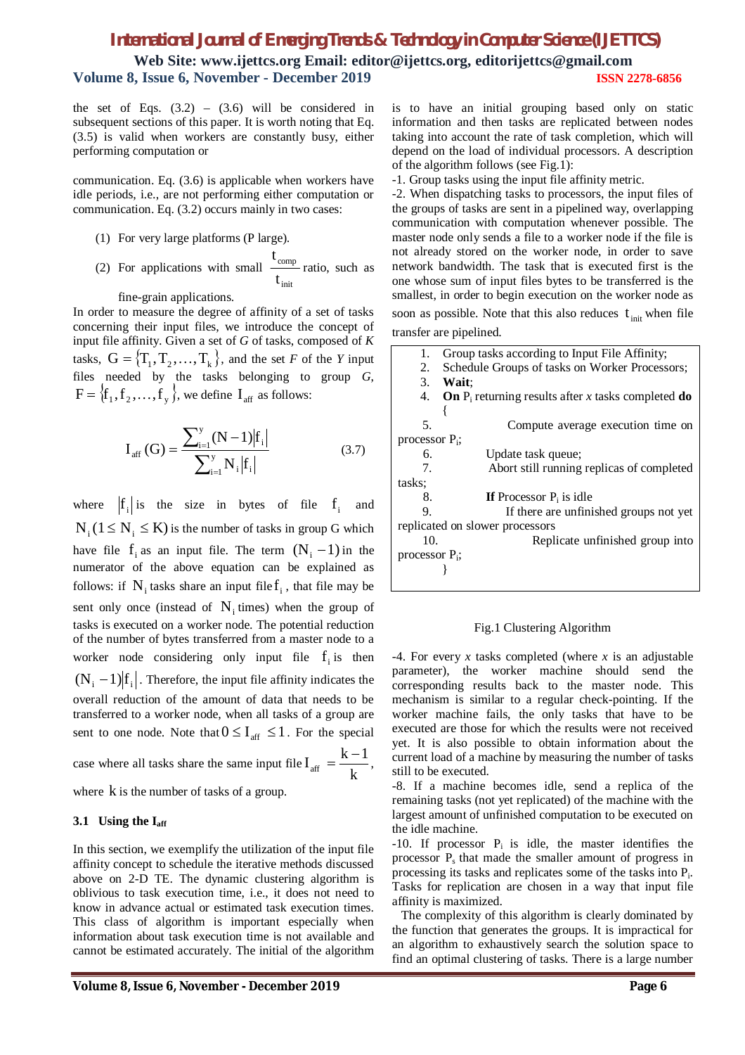the set of Eqs. (3.2) – (3.6) will be considered in subsequent sections of this paper. It is worth noting that Eq. (3.5) is valid when workers are constantly busy, either performing computation or

communication. Eq. (3.6) is applicable when workers have idle periods, i.e., are not performing either computation or communication. Eq. (3.2) occurs mainly in two cases:

(1) For very large platforms (P large).

(2) For applications with small $\frac{t_{comp}}{t_{init}}$ ratio, such as fine-grain applications.

In order to measure the degree of affinity of a set of tasks concerning their input files, we introduce the concept of input file affinity. Given a set of *G* of tasks, composed of *K* tasks, $G = \{T_1, T_2, \ldots, T_k\}$, and the set *F* of the *Y* input files needed by the tasks belonging to group *G*, $F = \{f_1, f_2, \ldots, f_y\}$, we define $I_{aff}$ as follows:

$$I_{aff}(G) = \frac{\sum_{i=1}^{y} (N-1)|f_i|}{\sum_{i=1}^{y} N_i |f_i|} \qquad (3.7)$$

where $|f_i|$ is the size in bytes of file $f_i$ and $N_i (1 \leq N_i \leq K)$ is the number of tasks in group G which have file $f_i$ as an input file. The term $(N_i - 1)$ in the numerator of the above equation can be explained as follows: if $N_i$ tasks share an input file $f_i$, that file may be sent only once (instead of $N_i$ times) when the group of tasks is executed on a worker node. The potential reduction of the number of bytes transferred from a master node to a worker node considering only input file $f_i$ is then $(N_i - 1)|f_i|$. Therefore, the input file affinity indicates the overall reduction of the amount of data that needs to be transferred to a worker node, when all tasks of a group are sent to one node. Note that $0 \leq I_{aff} \leq 1$. For the special case where all tasks share the same input file $I_{aff} = \frac{k-1}{k}$, where $k$ is the number of tasks of a group.

### 3.1 Using the $I_{aff}$

In this section, we exemplify the utilization of the input file affinity concept to schedule the iterative methods discussed above on 2-D TE. The dynamic clustering algorithm is oblivious to task execution time, i.e., it does not need to know in advance actual or estimated task execution times. This class of algorithm is important especially when information about task execution time is not available and cannot be estimated accurately. The initial of the algorithm is to have an initial grouping based only on static information and then tasks are replicated between nodes taking into account the rate of task completion, which will depend on the load of individual processors. A description of the algorithm follows (see Fig.1):

-1. Group tasks using the input file affinity metric.

-2. When dispatching tasks to processors, the input files of the groups of tasks are sent in a pipelined way, overlapping communication with computation whenever possible. The master node only sends a file to a worker node if the file is not already stored on the worker node, in order to save network bandwidth. The task that is executed first is the one whose sum of input files bytes to be transferred is the smallest, in order to begin execution on the worker node as soon as possible. Note that this also reduces $t_{init}$ when file transfer are pipelined.

```
1.  Group tasks according to Input File Affinity;
2.  Schedule Groups of tasks on Worker Processors;
3.  Wait;
4.  On Pi returning results after x tasks completed do
    {
5.       Compute average execution time on processor Pi;
6.       Update task queue;
7.       Abort still running replicas of completed tasks;
8.       If Processor Pi is idle
9.          If there are unfinished groups not yet replicated on slower processors
10.            Replicate unfinished group into processor Pi;
    }
```

Fig.1 Clustering Algorithm

-4. For every *x* tasks completed (where *x* is an adjustable parameter), the worker machine should send the corresponding results back to the master node. This mechanism is similar to a regular check-pointing. If the worker machine fails, the only tasks that have to be executed are those for which the results were not received yet. It is also possible to obtain information about the current load of a machine by measuring the number of tasks still to be executed.

-8. If a machine becomes idle, send a replica of the remaining tasks (not yet replicated) of the machine with the largest amount of unfinished computation to be executed on the idle machine.

-10. If processor $P_i$ is idle, the master identifies the processor $P_s$ that made the smaller amount of progress in processing its tasks and replicates some of the tasks into $P_i$. Tasks for replication are chosen in a way that input file affinity is maximized.

The complexity of this algorithm is clearly dominated by the function that generates the groups. It is impractical for an algorithm to exhaustively search the solution space to find an optimal clustering of tasks. There is a large number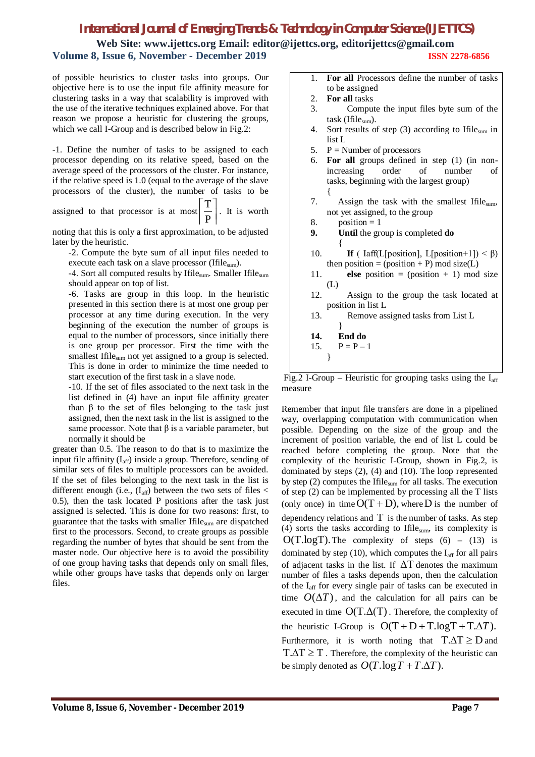of possible heuristics to cluster tasks into groups. Our objective here is to use the input file affinity measure for clustering tasks in a way that scalability is improved with the use of the iterative techniques explained above. For that reason we propose a heuristic for clustering the groups, which we call I-Group and is described below in Fig.2:

-1. Define the number of tasks to be assigned to each processor depending on its relative speed, based on the average speed of the processors of the cluster. For instance, if the relative speed is 1.0 (equal to the average of the slave processors of the cluster), the number of tasks to be assigned to that processor is at most $\left\lceil \frac{T}{P} \right\rceil$. It is worth noting that this is only a first approximation, to be adjusted later by the heuristic.

-2. Compute the byte sum of all input files needed to execute each task on a slave processor ($Ifile_{sum}$).

-4. Sort all computed results by $Ifile_{sum}$. Smaller $Ifile_{sum}$ should appear on top of list.

-6. Tasks are group in this loop. In the heuristic presented in this section there is at most one group per processor at any time during execution. In the very beginning of the execution the number of groups is equal to the number of processors, since initially there is one group per processor. First the time with the smallest $Ifile_{sum}$ not yet assigned to a group is selected. This is done in order to minimize the time needed to start execution of the first task in a slave node.

-10. If the set of files associated to the next task in the list defined in (4) have an input file affinity greater than β to the set of files belonging to the task just assigned, then the next task in the list is assigned to the same processor. Note that β is a variable parameter, but normally it should be greater than 0.5. The reason to do that is to maximize the input file affinity ($I_{aff}$) inside a group. Therefore, sending of similar sets of files to multiple processors can be avoided. If the set of files belonging to the next task in the list is different enough (i.e., ($I_{aff}$) between the two sets of files < 0.5), then the task located P positions after the task just assigned is selected. This is done for two reasons: first, to guarantee that the tasks with smaller $Ifile_{sum}$ are dispatched first to the processors. Second, to create groups as possible regarding the number of bytes that should be sent from the master node. Our objective here is to avoid the possibility of one group having tasks that depends only on small files, while other groups have tasks that depends only on larger files.

```
1.  For all Processors define the number of tasks to be assigned
2.  For all tasks
3.      Compute the input files byte sum of the task (Ifile_sum).
4.  Sort results of step (3) according to Ifile_sum in list L
5.  P = Number of processors
6.  For all groups defined in step (1) (in non-increasing order of number of tasks, beginning with the largest group)
    {
7.      Assign the task with the smallest Ifile_sum, not yet assigned, to the group
8.      position = 1
9.      Until the group is completed do
        {
10.         If ( Iaff(L[position], L[position+1]) < β) then position = (position + P) mod size(L)
11.         else position = (position + 1) mod size (L)
12.         Assign to the group the task located at position in list L
13.         Remove assigned tasks from List L
        }
14.     End do
15.     P = P – 1
    }
```

Fig.2 I-Group – Heuristic for grouping tasks using the $I_{aff}$ measure

Remember that input file transfers are done in a pipelined way, overlapping computation with communication when possible. Depending on the size of the group and the increment of position variable, the end of list L could be reached before completing the group. Note that the complexity of the heuristic I-Group, shown in Fig.2, is dominated by steps (2), (4) and (10). The loop represented by step (2) computes the $Ifile_{sum}$ for all tasks. The execution of step (2) can be implemented by processing all the T lists (only once) in time $O(T+D)$, where $D$ is the number of dependency relations and $T$ is the number of tasks. As step (4) sorts the tasks according to $Ifile_{sum}$, its complexity is $O(T.\log T)$. The complexity of steps (6) – (13) is dominated by step (10), which computes the $I_{aff}$ for all pairs of adjacent tasks in the list. If $\Delta T$ denotes the maximum number of files a tasks depends upon, then the calculation of the $I_{aff}$ for every single pair of tasks can be executed in time $O(\Delta T)$, and the calculation for all pairs can be executed in time $O(T.\Delta(T))$. Therefore, the complexity of the heuristic I-Group is $O(T+D+T.\log T+T.\Delta T)$. Furthermore, it is worth noting that $T.\Delta T \geq D$ and $T.\Delta T \geq T$. Therefore, the complexity of the heuristic can be simply denoted as $O(T.\log T+T.\Delta T)$.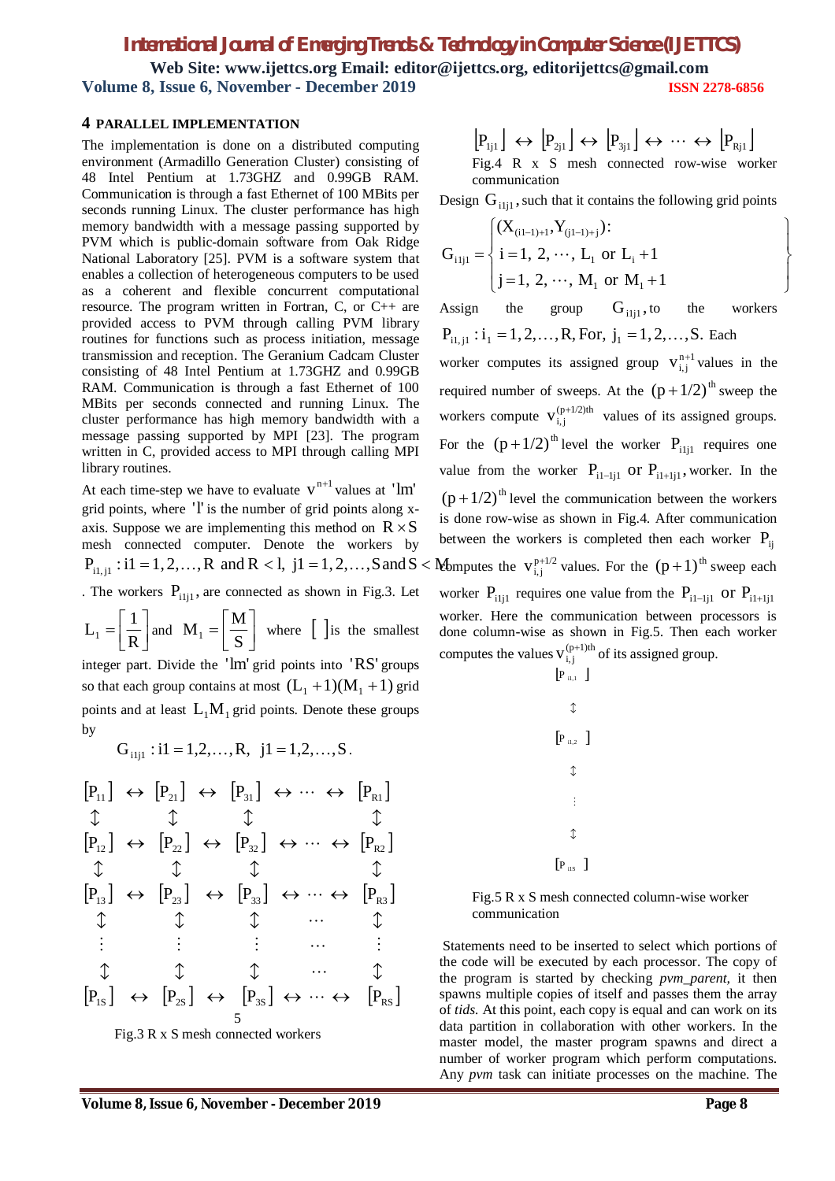## 4 PARALLEL IMPLEMENTATION

The implementation is done on a distributed computing environment (Armadillo Generation Cluster) consisting of 48 Intel Pentium at 1.73GHZ and 0.99GB RAM. Communication is through a fast Ethernet of 100 MBits per seconds running Linux. The cluster performance has high memory bandwidth with a message passing supported by PVM which is public-domain software from Oak Ridge National Laboratory [25]. PVM is a software system that enables a collection of heterogeneous computers to be used as a coherent and flexible concurrent computational resource. The program written in Fortran, C, or C++ are provided access to PVM through calling PVM library routines for functions such as process initiation, message transmission and reception. The Geranium Cadcam Cluster consisting of 48 Intel Pentium at 1.73GHZ and 0.99GB RAM. Communication is through a fast Ethernet of 100 MBits per seconds connected and running Linux. The cluster performance has high memory bandwidth with a message passing supported by MPI [23]. The program written in C, provided access to MPI through calling MPI library routines.

At each time-step we have to evaluate $v^{n+1}$ values at 'lm' grid points, where 'l' is the number of grid points along x-axis. Suppose we are implementing this method on $R \times S$ mesh connected computer. Denote the workers by $P_{i1,j1} : i1 = 1,2,\ldots,R$ and $R < l$, $j1 = 1,2,\ldots,S$ and $S < M$. The workers $P_{i1j1}$, are connected as shown in Fig.3. Let $L_1 = \left[\frac{1}{R}\right]$ and $M_1 = \left[\frac{M}{S}\right]$ where [ ] is the smallest integer part. Divide the 'lm' grid points into 'RS' groups so that each group contains at most $(L_1+1)(M_1+1)$ grid points and at least $L_1 M_1$ grid points. Denote these groups by

$$G_{i1j1} : i1 = 1,2,\ldots,R, \quad j1 = 1,2,\ldots,S.$$

$$\begin{array}{ccccccccc}
[P_{11}] & \leftrightarrow & [P_{21}] & \leftrightarrow & [P_{31}] & \leftrightarrow \cdots \leftrightarrow & [P_{R1}] \\
\updownarrow & & \updownarrow & & \updownarrow & & \updownarrow \\
[P_{12}] & \leftrightarrow & [P_{22}] & \leftrightarrow & [P_{32}] & \leftrightarrow \cdots \leftrightarrow & [P_{R2}] \\
\updownarrow & & \updownarrow & & \updownarrow & & \updownarrow \\
[P_{13}] & \leftrightarrow & [P_{23}] & \leftrightarrow & [P_{33}] & \leftrightarrow \cdots \leftrightarrow & [P_{R3}] \\
\updownarrow & & \updownarrow & & \updownarrow & \cdots & \updownarrow \\
\vdots & & \vdots & & \vdots & \cdots & \vdots \\
\updownarrow & & \updownarrow & & \updownarrow & \cdots & \updownarrow \\
[P_{1S}] & \leftrightarrow & [P_{2S}] & \leftrightarrow & [P_{3S}] & \leftrightarrow \cdots \leftrightarrow & [P_{RS}]
\end{array}$$

Fig.3 R x S mesh connected workers

$$[P_{1j1}] \leftrightarrow [P_{2j1}] \leftrightarrow [P_{3j1}] \leftrightarrow \cdots \leftrightarrow [P_{Rj1}]$$

Fig.4 R x S mesh connected row-wise worker communication

Design $G_{i1j1}$, such that it contains the following grid points

$$G_{i1j1} = \left\{ \begin{array}{l} (X_{(i1-1)+1}, Y_{(j1-1)+j}): \\ i = 1, 2, \cdots, L_1 \text{ or } L_i + 1 \\ j = 1, 2, \cdots, M_1 \text{ or } M_1 + 1 \end{array} \right\}$$

Assign the group $G_{i1j1}$, to the workers $P_{i1,j1} : i_1 = 1,2,\ldots,R$, For, $j_1 = 1,2,\ldots,S$. Each worker computes its assigned group $v_{i,j}^{n+1}$ values in the required number of sweeps. At the $(p+1/2)^{th}$ sweep the workers compute $v_{i,j}^{(p+1/2)th}$ values of its assigned groups. For the $(p+1/2)^{th}$ level the worker $P_{i1j1}$ requires one value from the worker $P_{i1-1j1}$ or $P_{i1+1j1}$, worker. In the $(p+1/2)^{th}$ level the communication between the workers is done row-wise as shown in Fig.4. After communication between the workers is completed then each worker $P_{ij}$ computes the $v_{i,j}^{p+1/2}$ values. For the $(p+1)^{th}$ sweep each worker $P_{i1j1}$ requires one value from the $P_{i1-1j1}$ or $P_{i1+1j1}$ worker. Here the communication between processors is done column-wise as shown in Fig.5. Then each worker computes the values $v_{i,j}^{(p+1)th}$ of its assigned group.

$$\begin{array}{c}
[P_{i1,1}] \\
\updownarrow \\
[P_{i1,2}] \\
\updownarrow \\
\vdots \\
\updownarrow \\
[P_{i1S}]
\end{array}$$

Fig.5 R x S mesh connected column-wise worker communication

Statements need to be inserted to select which portions of the code will be executed by each processor. The copy of the program is started by checking *pvm_parent,* it then spawns multiple copies of itself and passes them the array of *tids.* At this point, each copy is equal and can work on its data partition in collaboration with other workers. In the master model, the master program spawns and direct a number of worker program which perform computations. Any *pvm* task can initiate processes on the machine. The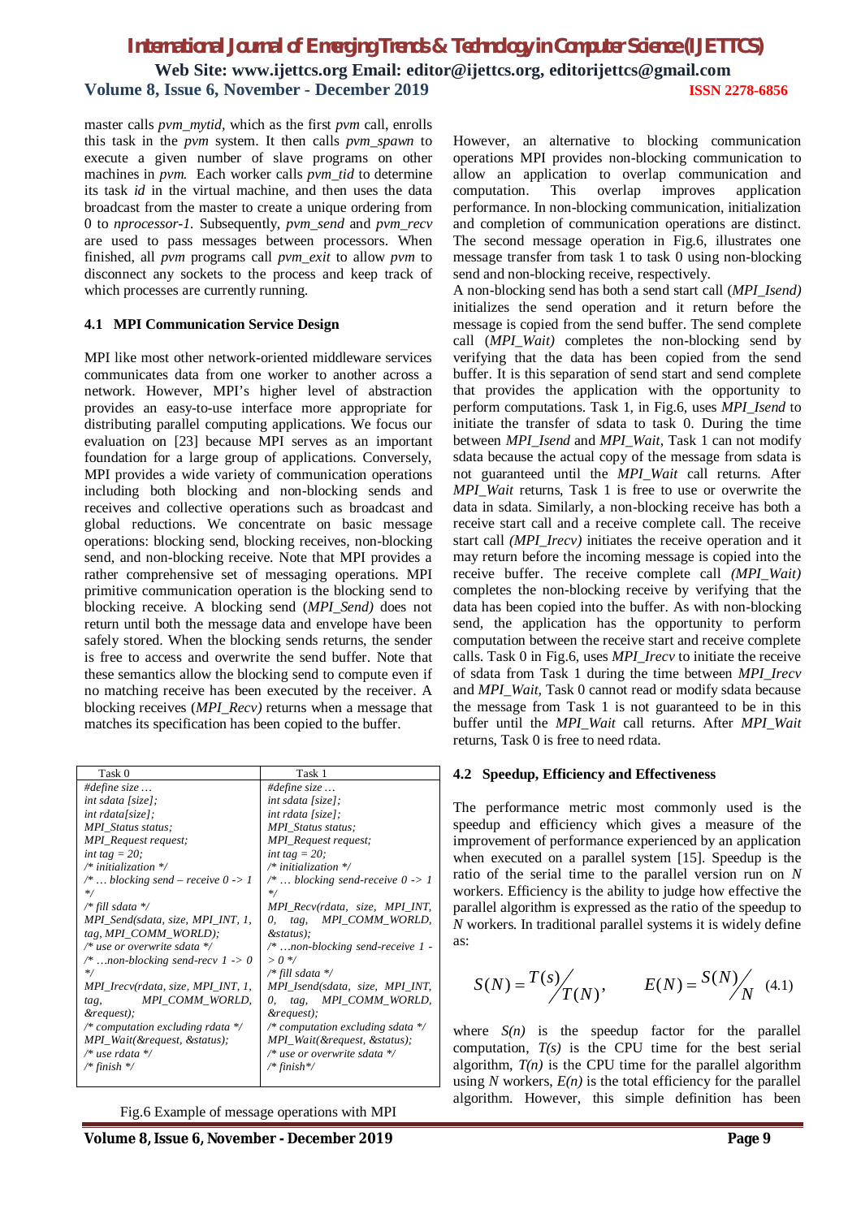master calls *pvm_mytid*, which as the first *pvm* call, enrolls this task in the *pvm* system. It then calls *pvm_spawn* to execute a given number of slave programs on other machines in *pvm*. Each worker calls *pvm_tid* to determine its task *id* in the virtual machine, and then uses the data broadcast from the master to create a unique ordering from 0 to *nprocessor-1*. Subsequently, *pvm_send* and *pvm_recv* are used to pass messages between processors. When finished, all *pvm* programs call *pvm_exit* to allow *pvm* to disconnect any sockets to the process and keep track of which processes are currently running.

### 4.1 MPI Communication Service Design

MPI like most other network-oriented middleware services communicates data from one worker to another across a network. However, MPI's higher level of abstraction provides an easy-to-use interface more appropriate for distributing parallel computing applications. We focus our evaluation on [23] because MPI serves as an important foundation for a large group of applications. Conversely, MPI provides a wide variety of communication operations including both blocking and non-blocking sends and receives and collective operations such as broadcast and global reductions. We concentrate on basic message operations: blocking send, blocking receives, non-blocking send, and non-blocking receive. Note that MPI provides a rather comprehensive set of messaging operations. MPI primitive communication operation is the blocking send to blocking receive. A blocking send (*MPI_Send)* does not return until both the message data and envelope have been safely stored. When the blocking send returns, the sender is free to access and overwrite the send buffer. Note that these semantics allow the blocking send to compute even if no matching receive has been executed by the receiver. A blocking receives (*MPI_Recv)* returns when a message that matches its specification has been copied to the buffer.

| Task 0 | Task 1 |
|---|---|
| *#define size …*<br>*int sdata [size];*<br>*int rdata[size];*<br>*MPI_Status status;*<br>*MPI_Request request;*<br>*int tag = 20;*<br>*/* initialization */*<br>*/* … blocking send – receive 0 -> 1 */*<br>*/* fill sdata */*<br>*MPI_Send(sdata, size, MPI_INT, 1, tag, MPI_COMM_WORLD);*<br>*/* use or overwrite sdata */*<br>*/* …non-blocking send-recv 1 -> 0 */*<br>*MPI_Irecv(rdata, size, MPI_INT, 1, tag, MPI_COMM_WORLD, &request);*<br>*/* computation excluding rdata */*<br>*MPI_Wait(&request, &status);*<br>*/* use rdata */*<br>*/* finish */* | *#define size …*<br>*int sdata [size];*<br>*int rdata [size];*<br>*MPI_Status status;*<br>*MPI_Request request;*<br>*int tag = 20;*<br>*/* initialization */*<br>*/* … blocking send-receive 0 -> 1 */*<br>*MPI_Recv(rdata, size, MPI_INT, 0, tag, MPI_COMM_WORLD, &status);*<br>*/* …non-blocking send-receive 1 -> 0 */*<br>*/* fill sdata */*<br>*MPI_Isend(sdata, size, MPI_INT, 0, tag, MPI_COMM_WORLD, &request);*<br>*/* computation excluding sdata */*<br>*MPI_Wait(&request, &status);*<br>*/* use or overwrite sdata */*<br>*/* finish*/* |

Fig.6 Example of message operations with MPI

However, an alternative to blocking communication operations MPI provides non-blocking communication to allow an application to overlap communication and computation. This overlap improves application performance. In non-blocking communication, initialization and completion of communication operations are distinct. The second message operation in Fig.6, illustrates one message transfer from task 1 to task 0 using non-blocking send and non-blocking receive, respectively.

A non-blocking send has both a send start call (*MPI_Isend)* initializes the send operation and it return before the message is copied from the send buffer. The send complete call (*MPI_Wait)* completes the non-blocking send by verifying that the data has been copied from the send buffer. It is this separation of send start and send complete that provides the application with the opportunity to perform computations. Task 1, in Fig.6, uses *MPI_Isend* to initiate the transfer of sdata to task 0. During the time between *MPI_Isend* and *MPI_Wait*, Task 1 can not modify sdata because the actual copy of the message from sdata is not guaranteed until the *MPI_Wait* call returns. After *MPI_Wait* returns, Task 1 is free to use or overwrite the data in sdata. Similarly, a non-blocking receive has both a receive start call and a receive complete call. The receive start call *(MPI_Irecv)* initiates the receive operation and it may return before the incoming message is copied into the receive buffer. The receive complete call *(MPI_Wait)* completes the non-blocking receive by verifying that the data has been copied into the buffer. As with non-blocking send, the application has the opportunity to perform computation between the receive start and receive complete calls. Task 0 in Fig.6, uses *MPI_Irecv* to initiate the receive of sdata from Task 1 during the time between *MPI_Irecv* and *MPI_Wait*, Task 0 cannot read or modify sdata because the message from Task 1 is not guaranteed to be in this buffer until the *MPI_Wait* call returns. After *MPI_Wait* returns, Task 0 is free to need rdata.

### 4.2 Speedup, Efficiency and Effectiveness

The performance metric most commonly used is the speedup and efficiency which gives a measure of the improvement of performance experienced by an application when executed on a parallel system [15]. Speedup is the ratio of the serial time to the parallel version run on *N* workers. Efficiency is the ability to judge how effective the parallel algorithm is expressed as the ratio of the speedup to *N* workers. In traditional parallel systems it is widely define as:

$$S(N) = \frac{T(s)}{T(N)}, \qquad E(N) = \frac{S(N)}{N} \quad (4.1)$$

where $S(n)$ is the speedup factor for the parallel computation, $T(s)$ is the CPU time for the best serial algorithm, $T(n)$ is the CPU time for the parallel algorithm using $N$ workers, $E(n)$ is the total efficiency for the parallel algorithm. However, this simple definition has been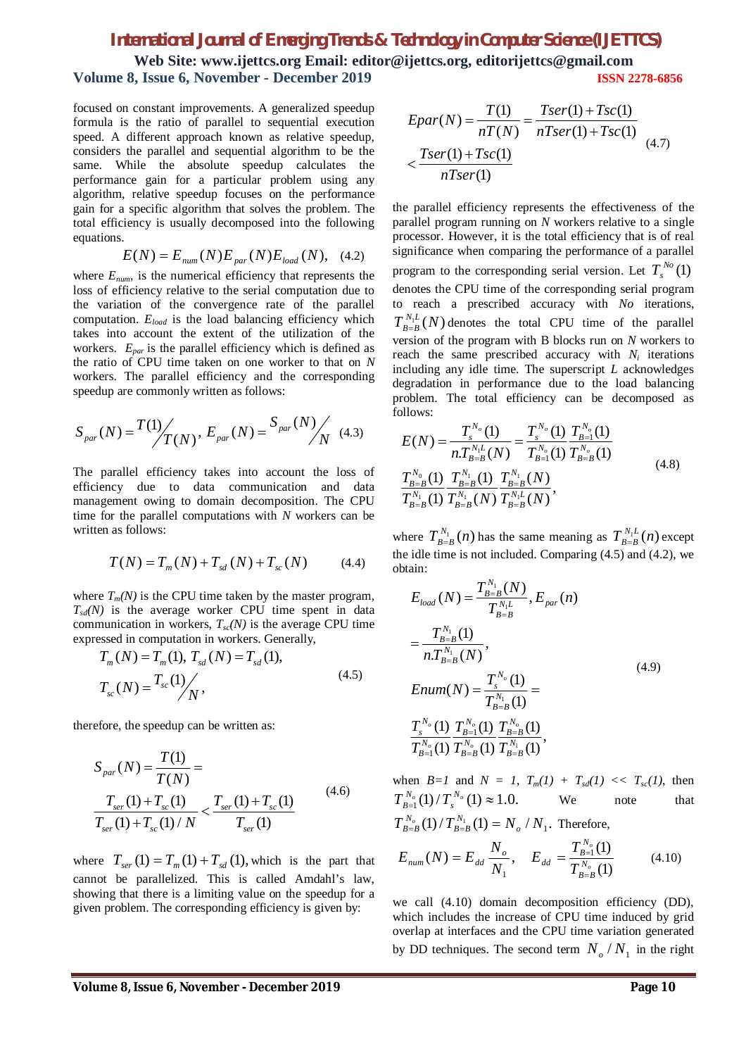focused on constant improvements. A generalized speedup formula is the ratio of parallel to sequential execution speed. A different approach known as relative speedup, considers the parallel and sequential algorithm to be the same. While the absolute speedup calculates the performance gain for a particular problem using any algorithm, relative speedup focuses on the performance gain for a specific algorithm that solves the problem. The total efficiency is usually decomposed into the following equations.

$$E(N) = E_{num}(N)E_{par}(N)E_{load}(N), \quad (4.2)$$

where $E_{num}$, is the numerical efficiency that represents the loss of efficiency relative to the serial computation due to the variation of the convergence rate of the parallel computation. $E_{load}$ is the load balancing efficiency which takes into account the extent of the utilization of the workers. $E_{par}$ is the parallel efficiency which is defined as the ratio of CPU time taken on one worker to that on $N$ workers. The parallel efficiency and the corresponding speedup are commonly written as follows:

$$S_{par}(N) = {T(1)}\big/{T(N)}, \; E_{par}(N) = {S_{par}(N)}\big/{N} \quad (4.3)$$

The parallel efficiency takes into account the loss of efficiency due to data communication and data management owing to domain decomposition. The CPU time for the parallel computations with $N$ workers can be written as follows:

$$T(N) = T_m(N) + T_{sd}(N) + T_{sc}(N) \quad (4.4)$$

where $T_m(N)$ is the CPU time taken by the master program, $T_{sd}(N)$ is the average worker CPU time spent in data communication in workers, $T_{sc}(N)$ is the average CPU time expressed in computation in workers. Generally,

$$T_m(N) = T_m(1), \; T_{sd}(N) = T_{sd}(1), \quad (4.5)$$
$$T_{sc}(N) = {T_{sc}(1)}\big/{N},$$

therefore, the speedup can be written as:

$$S_{par}(N) = \frac{T(1)}{T(N)} = \quad (4.6)$$
$$\frac{T_{ser}(1) + T_{sc}(1)}{T_{ser}(1) + T_{sc}(1)/N} < \frac{T_{ser}(1) + T_{sc}(1)}{T_{ser}(1)}$$

where $T_{ser}(1) = T_m(1) + T_{sd}(1)$, which is the part that cannot be parallelized. This is called Amdahl's law, showing that there is a limiting value on the speedup for a given problem. The corresponding efficiency is given by:

$$Epar(N) = \frac{T(1)}{nT(N)} = \frac{Tser(1) + Tsc(1)}{nTser(1) + Tsc(1)} \quad (4.7)$$
$$< \frac{Tser(1) + Tsc(1)}{nTser(1)}$$

the parallel efficiency represents the effectiveness of the parallel program running on $N$ workers relative to a single processor. However, it is the total efficiency that is of real significance when comparing the performance of a parallel program to the corresponding serial version. Let $T_s^{No}(1)$ denotes the CPU time of the corresponding serial program to reach a prescribed accuracy with *No* iterations, $T_{B=B}^{N_1 L}(N)$ denotes the total CPU time of the parallel version of the program with B blocks run on $N$ workers to reach the same prescribed accuracy with $N_i$ iterations including any idle time. The superscript $L$ acknowledges degradation in performance due to the load balancing problem. The total efficiency can be decomposed as follows:

$$E(N) = \frac{T_s^{N_o}(1)}{n.T_{B=B}^{N_1 L}(N)} = \frac{T_s^{N_o}(1)}{T_{B=1}^{N_o}(1)} \frac{T_{B=1}^{N_o}(1)}{T_{B=B}^{N_o}(1)} \quad (4.8)$$
$$\frac{T_{B=B}^{N_0}(1)}{T_{B=B}^{N_1}(1)} \frac{T_{B=B}^{N_1}(1)}{T_{B=B}^{N_1}(N)} \frac{T_{B=B}^{N_1}(N)}{T_{B=B}^{N_1 L}(N)},$$

where $T_{B=B}^{N_1}(n)$ has the same meaning as $T_{B=B}^{N_1 L}(n)$ except the idle time is not included. Comparing (4.5) and (4.2), we obtain:

$$E_{load}(N) = \frac{T_{B=B}^{N_1}(N)}{T_{B=B}^{N_1 L}}, E_{par}(n)$$
$$= \frac{T_{B=B}^{N_1}(1)}{n.T_{B=B}^{N_1}(N)}, \quad (4.9)$$
$$Enum(N) = \frac{T_s^{N_o}(1)}{T_{B=B}^{N_1}(1)} =$$
$$\frac{T_s^{N_o}(1)}{T_{B=1}^{N_o}(1)} \frac{T_{B=1}^{N_o}(1)}{T_{B=B}^{N_o}(1)} \frac{T_{B=B}^{N_o}(1)}{T_{B=B}^{N_1}(1)},$$

when $B=1$ and $N = 1$, $T_m(1) + T_{sd}(1) << T_{sc}(1)$, then $T_{B=1}^{N_o}(1)/T_s^{N_o}(1) \approx 1.0$. We note that $T_{B=B}^{N_o}(1)/T_{B=B}^{N_1}(1) = N_o / N_1$. Therefore,

$$E_{num}(N) = E_{dd}\frac{N_o}{N_1}, \quad E_{dd} = \frac{T_{B=1}^{N_o}(1)}{T_{B=B}^{N_o}(1)} \quad (4.10)$$

we call (4.10) domain decomposition efficiency (DD), which includes the increase of CPU time induced by grid overlap at interfaces and the CPU time variation generated by DD techniques. The second term $N_o / N_1$ in the right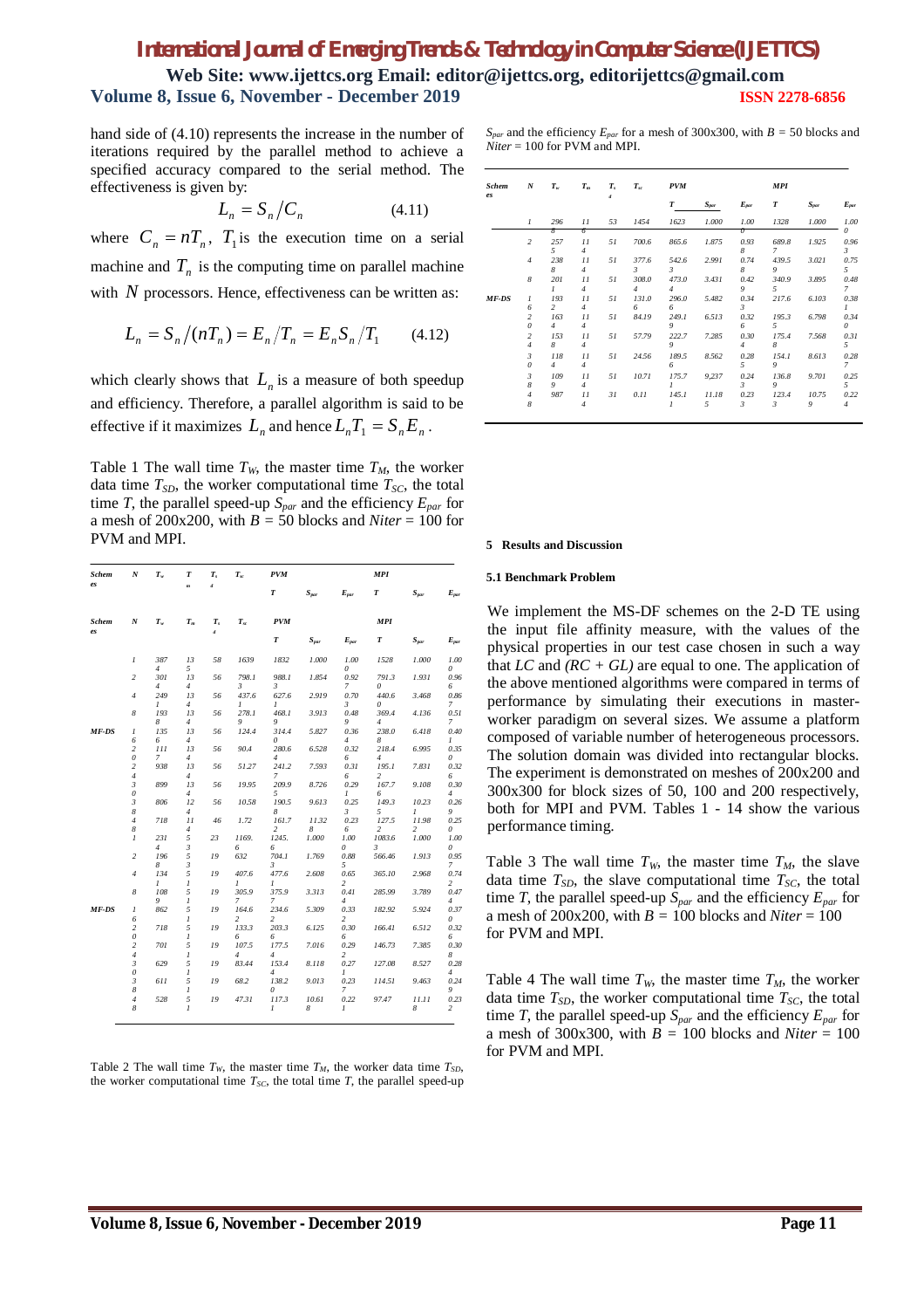hand side of (4.10) represents the increase in the number of iterations required by the parallel method to achieve a specified accuracy compared to the serial method. The effectiveness is given by:

$$L_n = S_n / C_n \qquad (4.11)$$

where $C_n = nT_n$, $T_1$ is the execution time on a serial machine and $T_n$ is the computing time on parallel machine with $N$ processors. Hence, effectiveness can be written as:

$$L_n = S_n/(nT_n) = E_n/T_n = E_n S_n / T_1 \qquad (4.12)$$

which clearly shows that $L_n$ is a measure of both speedup and efficiency. Therefore, a parallel algorithm is said to be effective if it maximizes $L_n$ and hence $L_n T_1 = S_n E_n$.

Table 1 The wall time $T_W$, the master time $T_M$, the worker data time $T_{SD}$, the worker computational time $T_{SC}$, the total time $T$, the parallel speed-up $S_{par}$ and the efficiency $E_{par}$ for a mesh of 200x200, with $B$ = 50 blocks and $Niter$ = 100 for PVM and MPI.

| Schemes | N | $T_w$ | $T_m$ | $T_{sd}$ | $T_{sc}$ | PVM | | | MPI | | |
|---|---|---|---|---|---|---|---|---|---|---|---|
| | | | | | | $T$ | $S_{par}$ | $E_{par}$ | $T$ | $S_{par}$ | $E_{par}$ |
| | 1 | 3874 | 135 | 58 | 1639 | 1832 | 1.000 | 1.000 | 1528 | 1.000 | 1.000 |
| | 2 | 3014 | 134 | 56 | 798.13 | 988.13 | 1.854 | 0.927 | 791.30 | 1.931 | 0.966 |
| | 4 | 2491 | 134 | 56 | 437.61 | 627.61 | 2.919 | 0.703 | 440.60 | 3.468 | 0.867 |
| | 8 | 1938 | 134 | 56 | 278.19 | 468.19 | 3.913 | 0.489 | 369.44 | 4.136 | 0.517 |
| MF-DS | 16 | 1356 | 134 | 56 | 124.4 | 314.40 | 5.827 | 0.364 | 238.08 | 6.418 | 0.401 |
| | 20 | 1117 | 134 | 56 | 90.4 | 280.64 | 6.528 | 0.326 | 218.44 | 6.995 | 0.350 |
| | 24 | 938 | 134 | 56 | 51.27 | 241.27 | 7.593 | 0.316 | 195.12 | 7.831 | 0.326 |
| | 30 | 899 | 134 | 56 | 19.95 | 209.95 | 8.726 | 0.291 | 167.76 | 9.108 | 0.304 |
| | 38 | 806 | 124 | 56 | 10.58 | 190.58 | 9.613 | 0.253 | 149.35 | 10.231 | 0.269 |
| | 48 | 718 | 114 | 46 | 1.72 | 161.72 | 11.328 | 0.236 | 127.52 | 11.982 | 0.250 |
| | 1 | 2314 | 53 | 23 | 1169.6 | 1245.6 | 1.000 | 1.000 | 1083.63 | 1.000 | 1.000 |
| | 2 | 1968 | 53 | 19 | 632 | 704.13 | 1.769 | 0.885 | 566.46 | 1.913 | 0.957 |
| | 4 | 1341 | 51 | 19 | 407.61 | 477.6 | 2.608 | 0.652 | 365.10 | 2.968 | 0.742 |
| | 8 | 1089 | 51 | 19 | 305.97 | 375.97 | 3.313 | 0.414 | 285.99 | 3.789 | 0.474 |
| MF-DS | 16 | 862 | 51 | 19 | 164.62 | 234.62 | 5.309 | 0.332 | 182.92 | 5.924 | 0.370 |
| | 20 | 718 | 51 | 19 | 133.36 | 203.36 | 6.125 | 0.306 | 166.41 | 6.512 | 0.326 |
| | 24 | 701 | 51 | 19 | 107.54 | 177.54 | 7.016 | 0.292 | 146.73 | 7.385 | 0.308 |
| | 30 | 629 | 51 | 19 | 83.44 | 153.44 | 8.118 | 0.271 | 127.08 | 8.527 | 0.284 |
| | 38 | 611 | 51 | 19 | 68.2 | 138.20 | 9.013 | 0.237 | 114.51 | 9.463 | 0.249 |
| | 48 | 528 | 51 | 19 | 47.31 | 117.31 | 10.618 | 0.221 | 97.47 | 11.118 | 0.232 |

Table 2 The wall time $T_W$, the master time $T_M$, the worker data time $T_{SD}$, the worker computational time $T_{SC}$, the total time $T$, the parallel speed-up $S_{par}$ and the efficiency $E_{par}$ for a mesh of 300x300, with $B$ = 50 blocks and $Niter$ = 100 for PVM and MPI.

| Schemes | N | $T_w$ | $T_m$ | $T_{sd}$ | $T_{sc}$ | PVM | | | MPI | | |
|---|---|---|---|---|---|---|---|---|---|---|---|
| | | | | | | $T$ | $S_{par}$ | $E_{par}$ | $T$ | $S_{par}$ | $E_{par}$ |
| | 1 | 2968 | 116 | 53 | 1454 | 1623 | 1.000 | 1.000 | 1328 | 1.000 | 1.000 |
| | 2 | 2575 | 114 | 51 | 700.6 | 865.6 | 1.875 | 0.938 | 689.87 | 1.925 | 0.963 |
| | 4 | 2388 | 114 | 51 | 377.63 | 542.63 | 2.991 | 0.748 | 439.59 | 3.021 | 0.755 |
| | 8 | 2011 | 114 | 51 | 308.04 | 473.04 | 3.431 | 0.429 | 340.95 | 3.895 | 0.487 |
| MF-DS | 16 | 1932 | 114 | 51 | 131.06 | 296.06 | 5.482 | 0.343 | 217.6 | 6.103 | 0.381 |
| | 20 | 1634 | 114 | 51 | 84.19 | 249.19 | 6.513 | 0.326 | 195.35 | 6.798 | 0.340 |
| | 24 | 1538 | 114 | 51 | 57.79 | 222.79 | 7.285 | 0.304 | 175.48 | 7.568 | 0.315 |
| | 30 | 1184 | 114 | 51 | 24.56 | 189.56 | 8.562 | 0.285 | 154.19 | 8.613 | 0.287 |
| | 38 | 1099 | 114 | 51 | 10.71 | 175.71 | 9.237 | 0.243 | 136.89 | 9.701 | 0.255 |
| | 48 | 987 | 114 | 31 | 0.11 | 145.11 | 11.185 | 0.233 | 123.43 | 10.759 | 0.224 |

## 5 Results and Discussion

### 5.1 Benchmark Problem

We implement the MS-DF schemes on the 2-D TE using the input file affinity measure, with the values of the physical properties in our test case chosen in such a way that *LC* and *(RC + GL)* are equal to one. The application of the above mentioned algorithms were compared in terms of performance by simulating their executions in master-worker paradigm on several sizes. We assume a platform composed of variable number of heterogeneous processors. The solution domain was divided into rectangular blocks. The experiment is demonstrated on meshes of 200x200 and 300x300 for block sizes of 50, 100 and 200 respectively, both for MPI and PVM. Tables 1 - 14 show the various performance timing.

Table 3 The wall time $T_W$, the master time $T_M$, the slave data time $T_{SD}$, the slave computational time $T_{SC}$, the total time $T$, the parallel speed-up $S_{par}$ and the efficiency $E_{par}$ for a mesh of 200x200, with $B$ = 100 blocks and $Niter$ = 100 for PVM and MPI.

Table 4 The wall time $T_W$, the master time $T_M$, the worker data time $T_{SD}$, the worker computational time $T_{SC}$, the total time $T$, the parallel speed-up $S_{par}$ and the efficiency $E_{par}$ for a mesh of 300x300, with $B$ = 100 blocks and $Niter$ = 100 for PVM and MPI.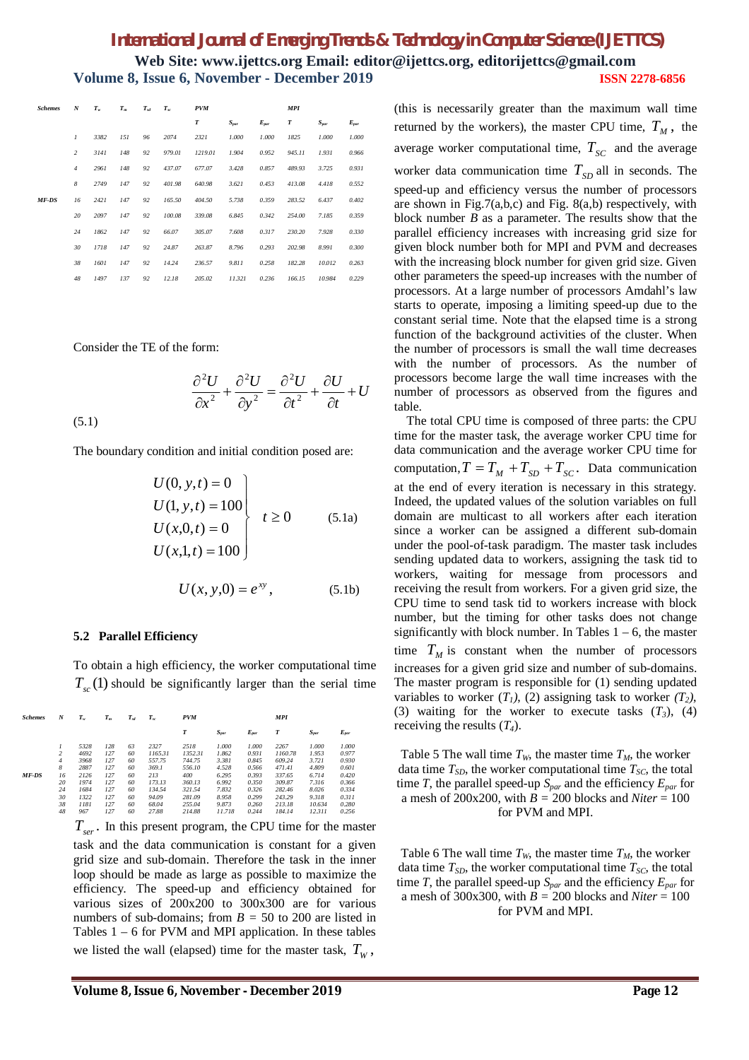| Schemes | N | $T_w$ | $T_m$ | $T_{sd}$ | $T_{sc}$ | PVM | | | MPI | | |
|---|---|---|---|---|---|---|---|---|---|---|---|
| | | | | | | T | $S_{par}$ | $E_{par}$ | T | $S_{par}$ | $E_{par}$ |
| | 1 | 3382 | 151 | 96 | 2074 | 2321 | 1.000 | 1.000 | 1825 | 1.000 | 1.000 |
| | 2 | 3141 | 148 | 92 | 979.01 | 1219.01 | 1.904 | 0.952 | 945.11 | 1.931 | 0.966 |
| | 4 | 2961 | 148 | 92 | 437.07 | 677.07 | 3.428 | 0.857 | 489.93 | 3.725 | 0.931 |
| | 8 | 2749 | 147 | 92 | 401.98 | 640.98 | 3.621 | 0.453 | 413.08 | 4.418 | 0.552 |
| MF-DS | 16 | 2421 | 147 | 92 | 165.50 | 404.50 | 5.738 | 0.359 | 283.52 | 6.437 | 0.402 |
| | 20 | 2097 | 147 | 92 | 100.08 | 339.08 | 6.845 | 0.342 | 254.00 | 7.185 | 0.359 |
| | 24 | 1862 | 147 | 92 | 66.07 | 305.07 | 7.608 | 0.317 | 230.20 | 7.928 | 0.330 |
| | 30 | 1718 | 147 | 92 | 24.87 | 263.87 | 8.796 | 0.293 | 202.98 | 8.991 | 0.300 |
| | 38 | 1601 | 147 | 92 | 14.24 | 236.57 | 9.811 | 0.258 | 182.28 | 10.012 | 0.263 |
| | 48 | 1497 | 137 | 92 | 12.18 | 205.02 | 11.321 | 0.236 | 166.15 | 10.984 | 0.229 |

Consider the TE of the form:

$$\frac{\partial^2 U}{\partial x^2}+\frac{\partial^2 U}{\partial y^2}=\frac{\partial^2 U}{\partial t^2}+\frac{\partial U}{\partial t}+U \tag{5.1}$$

The boundary condition and initial condition posed are:

$$\left.\begin{aligned} U(0,y,t)&=0\\ U(1,y,t)&=100\\ U(x,0,t)&=0\\ U(x,1,t)&=100\end{aligned}\right\}\quad t\geq 0 \tag{5.1a}$$

$$U(x,y,0)=e^{xy}, \tag{5.1b}$$

### 5.2 Parallel Efficiency

To obtain a high efficiency, the worker computational time $T_{sc}(1)$ should be significantly larger than the serial time $T_{ser}$. In this present program, the CPU time for the master task and the data communication is constant for a given grid size and sub-domain. Therefore the task in the inner loop should be made as large as possible to maximize the efficiency. The speed-up and efficiency obtained for various sizes of 200x200 to 300x300 are for various numbers of sub-domains; from $B$ = 50 to 200 are listed in Tables 1 – 6 for PVM and MPI application. In these tables we listed the wall (elapsed) time for the master task, $T_W$, (this is necessarily greater than the maximum wall time returned by the workers), the master CPU time, $T_M$, the average worker computational time, $T_{SC}$ and the average worker data communication time $T_{SD}$ all in seconds. The speed-up and efficiency versus the number of processors are shown in Fig.7(a,b,c) and Fig. 8(a,b) respectively, with block number $B$ as a parameter. The results show that the parallel efficiency increases with increasing grid size for given block number both for MPI and PVM and decreases with the increasing block number for given grid size. Given other parameters the speed-up increases with the number of processors. At a large number of processors Amdahl's law starts to operate, imposing a limiting speed-up due to the constant serial time. Note that the elapsed time is a strong function of the background activities of the cluster. When the number of processors is small the wall time decreases with the number of processors. As the number of processors become large the wall time increases with the number of processors as observed from the figures and table.

The total CPU time is composed of three parts: the CPU time for the master task, the average worker CPU time for data communication and the average worker CPU time for computation, $T=T_M+T_{SD}+T_{SC}$. Data communication at the end of every iteration is necessary in this strategy. Indeed, the updated values of the solution variables on full domain are multicast to all workers after each iteration since a worker can be assigned a different sub-domain under the pool-of-task paradigm. The master task includes sending updated data to workers, assigning the task tid to workers, waiting for message from processors and receiving the result from workers. For a given grid size, the CPU time to send task tid to workers increase with block number, but the timing for other tasks does not change significantly with block number. In Tables 1 – 6, the master time $T_M$ is constant when the number of processors increases for a given grid size and number of sub-domains. The master program is responsible for (1) sending updated variables to worker ($T_1$), (2) assigning task to worker ($T_2$), (3) waiting for the worker to execute tasks ($T_3$), (4) receiving the results ($T_4$).

Table 5 The wall time $T_W$, the master time $T_M$, the worker data time $T_{SD}$, the worker computational time $T_{SC}$, the total time $T$, the parallel speed-up $S_{par}$ and the efficiency $E_{par}$ for a mesh of 200x200, with $B$ = 200 blocks and $Niter$ = 100 for PVM and MPI.

| Schemes | N | $T_w$ | $T_m$ | $T_{sd}$ | $T_{sc}$ | PVM | | | MPI | | |
|---|---|---|---|---|---|---|---|---|---|---|---|
| | | | | | | T | $S_{par}$ | $E_{par}$ | T | $S_{par}$ | $E_{par}$ |
| | 1 | 5328 | 128 | 63 | 2327 | 2518 | 1.000 | 1.000 | 2267 | 1.000 | 1.000 |
| | 2 | 4692 | 127 | 60 | 1165.31 | 1352.31 | 1.862 | 0.931 | 1160.78 | 1.953 | 0.977 |
| | 4 | 3968 | 127 | 60 | 557.75 | 744.75 | 3.381 | 0.845 | 609.24 | 3.721 | 0.930 |
| | 8 | 2887 | 127 | 60 | 369.1 | 556.10 | 4.528 | 0.566 | 471.41 | 4.809 | 0.601 |
| MF-DS | 16 | 2126 | 127 | 60 | 213 | 400 | 6.295 | 0.393 | 337.65 | 6.714 | 0.420 |
| | 20 | 1974 | 127 | 60 | 173.13 | 360.13 | 6.992 | 0.350 | 309.87 | 7.316 | 0.366 |
| | 24 | 1684 | 127 | 60 | 134.54 | 321.54 | 7.832 | 0.326 | 282.46 | 8.026 | 0.334 |
| | 30 | 1322 | 127 | 60 | 94.09 | 281.09 | 8.958 | 0.299 | 243.29 | 9.318 | 0.311 |
| | 38 | 1181 | 127 | 60 | 68.04 | 255.04 | 9.873 | 0.260 | 213.18 | 10.634 | 0.280 |
| | 48 | 967 | 127 | 60 | 27.88 | 214.88 | 11.718 | 0.244 | 184.14 | 12.311 | 0.256 |

Table 6 The wall time $T_W$, the master time $T_M$, the worker data time $T_{SD}$, the worker computational time $T_{SC}$, the total time $T$, the parallel speed-up $S_{par}$ and the efficiency $E_{par}$ for a mesh of 300x300, with $B$ = 200 blocks and $Niter$ = 100 for PVM and MPI.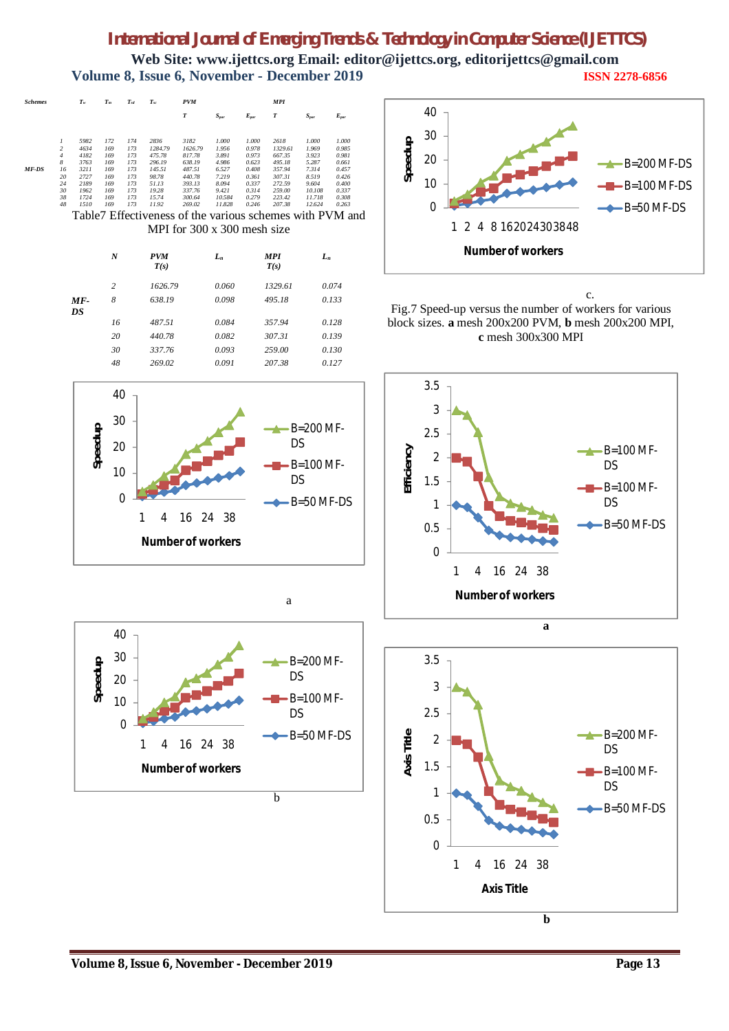| Schemes | | $T_w$ | $T_m$ | $T_{nl}$ | $T_{sc}$ | PVM | | | MPI | | |
|---|---|---|---|---|---|---|---|---|---|---|---|
| | | | | | | T | $S_{par}$ | $E_{par}$ | T | $S_{par}$ | $E_{par}$ |
| | 1 | 5982 | 172 | 174 | 2836 | 3182 | 1.000 | 1.000 | 2618 | 1.000 | 1.000 |
| | 2 | 4634 | 169 | 173 | 1284.79 | 1626.79 | 1.956 | 0.978 | 1329.61 | 1.969 | 0.985 |
| | 4 | 4182 | 169 | 173 | 475.78 | 817.78 | 3.891 | 0.973 | 667.35 | 3.923 | 0.981 |
| | 8 | 3763 | 169 | 173 | 296.19 | 638.19 | 4.986 | 0.623 | 495.18 | 5.287 | 0.661 |
| MF-DS | 16 | 3211 | 169 | 173 | 145.51 | 487.51 | 6.527 | 0.408 | 357.94 | 7.314 | 0.457 |
| | 20 | 2727 | 169 | 173 | 98.78 | 440.78 | 7.219 | 0.361 | 307.31 | 8.519 | 0.426 |
| | 24 | 2189 | 169 | 173 | 51.13 | 393.13 | 8.094 | 0.337 | 272.59 | 9.604 | 0.400 |
| | 30 | 1962 | 169 | 173 | 19.28 | 337.76 | 9.421 | 0.314 | 259.00 | 10.108 | 0.337 |
| | 38 | 1724 | 169 | 173 | 15.74 | 300.64 | 10.584 | 0.279 | 223.42 | 11.718 | 0.308 |
| | 48 | 1510 | 169 | 173 | 11.92 | 269.02 | 11.828 | 0.246 | 207.38 | 12.624 | 0.263 |

Table7 Effectiveness of the various schemes with PVM and MPI for 300 x 300 mesh size

| | N | PVM T(s) | $L_n$ | MPI T(s) | $L_n$ |
|---|---|---|---|---|---|
| MF-DS | 2 | 1626.79 | 0.060 | 1329.61 | 0.074 |
| | 8 | 638.19 | 0.098 | 495.18 | 0.133 |
| | 16 | 487.51 | 0.084 | 357.94 | 0.128 |
| | 20 | 440.78 | 0.082 | 307.31 | 0.139 |
| | 30 | 337.76 | 0.093 | 259.00 | 0.130 |
| | 48 | 269.02 | 0.091 | 207.38 | 0.127 |

a

b

c.

Fig.7 Speed-up versus the number of workers for various block sizes. **a** mesh 200x200 PVM, **b** mesh 200x200 MPI, **c** mesh 300x300 MPI

a

b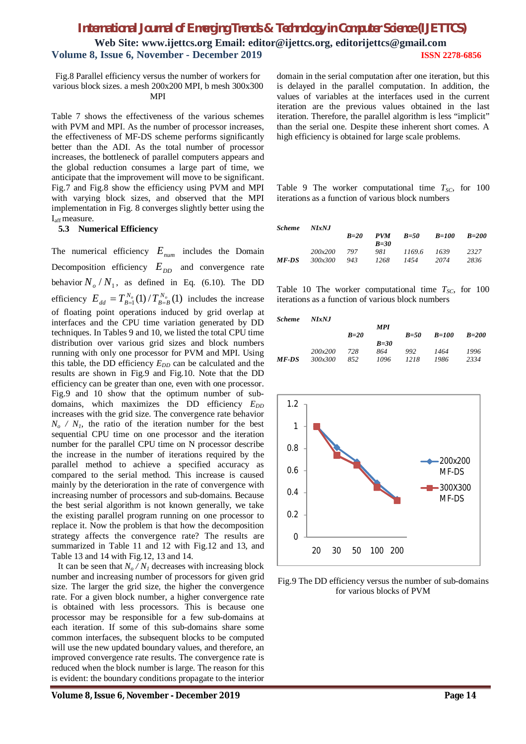Fig.8 Parallel efficiency versus the number of workers for various block sizes. a mesh 200x200 MPI, b mesh 300x300 MPI

Table 7 shows the effectiveness of the various schemes with PVM and MPI. As the number of processor increases, the effectiveness of MF-DS scheme performs significantly better than the ADI. As the total number of processor increases, the bottleneck of parallel computers appears and the global reduction consumes a large part of time, we anticipate that the improvement will move to be significant. Fig.7 and Fig.8 show the efficiency using PVM and MPI with varying block sizes, and observed that the MPI implementation in Fig. 8 converges slightly better using the $I_{aff}$ measure.

### 5.3 Numerical Efficiency

The numerical efficiency $E_{num}$ includes the Domain Decomposition efficiency $E_{DD}$ and convergence rate behavior $N_o / N_1$, as defined in Eq. (6.10). The DD efficiency $E_{dd} = T_{B=1}^{N_o}(1) / T_{B=B}^{N_o}(1)$ includes the increase of floating point operations induced by grid overlap at interfaces and the CPU time variation generated by DD techniques. In Tables 9 and 10, we listed the total CPU time distribution over various grid sizes and block numbers running with only one processor for PVM and MPI. Using this table, the DD efficiency $E_{DD}$ can be calculated and the results are shown in Fig.9 and Fig.10. Note that the DD efficiency can be greater than one, even with one processor. Fig.9 and 10 show that the optimum number of sub-domains, which maximizes the DD efficiency $E_{DD}$ increases with the grid size. The convergence rate behavior $N_o / N_1$, the ratio of the iteration number for the best sequential CPU time on one processor and the iteration number for the parallel CPU time on N processor describe the increase in the number of iterations required by the parallel method to achieve a specified accuracy as compared to the serial method. This increase is caused mainly by the deterioration in the rate of convergence with increasing number of processors and sub-domains. Because the best serial algorithm is not known generally, we take the existing parallel program running on one processor to replace it. Now the problem is that how the decomposition strategy affects the convergence rate? The results are summarized in Table 11 and 12 with Fig.12 and 13, and Table 13 and 14 with Fig.12, 13 and 14.

It can be seen that $N_o / N_1$ decreases with increasing block number and increasing number of processors for given grid size. The larger the grid size, the higher the convergence rate. For a given block number, a higher convergence rate is obtained with less processors. This is because one processor may be responsible for a few sub-domains at each iteration. If some of this sub-domains share some common interfaces, the subsequent blocks to be computed will use the new updated boundary values, and therefore, an improved convergence rate results. The convergence rate is reduced when the block number is large. The reason for this is evident: the boundary conditions propagate to the interior domain in the serial computation after one iteration, but this is delayed in the parallel computation. In addition, the values of variables at the interfaces used in the current iteration are the previous values obtained in the last iteration. Therefore, the parallel algorithm is less "implicit" than the serial one. Despite these inherent short comes. A high efficiency is obtained for large scale problems.

Table 9 The worker computational time $T_{SC}$, for 100 iterations as a function of various block numbers

| *Scheme* | *NIxNJ* | *B=20* | *PVM B=30* | *B=50* | *B=100* | *B=200* |
|---|---|---|---|---|---|---|
| *MF-DS* | *200x200* | *797* | *981* | *1169.6* | *1639* | *2327* |
| | *300x300* | *943* | *1268* | *1454* | *2074* | *2836* |

Table 10 The worker computational time $T_{SC}$, for 100 iterations as a function of various block numbers

| *Scheme* | *NIxNJ* | *B=20* | *MPI B=30* | *B=50* | *B=100* | *B=200* |
|---|---|---|---|---|---|---|
| *MF-DS* | *200x200* | *728* | *864* | *992* | *1464* | *1996* |
| | *300x300* | *852* | *1096* | *1218* | *1986* | *2334* |

Fig.9 The DD efficiency versus the number of sub-domains for various blocks of PVM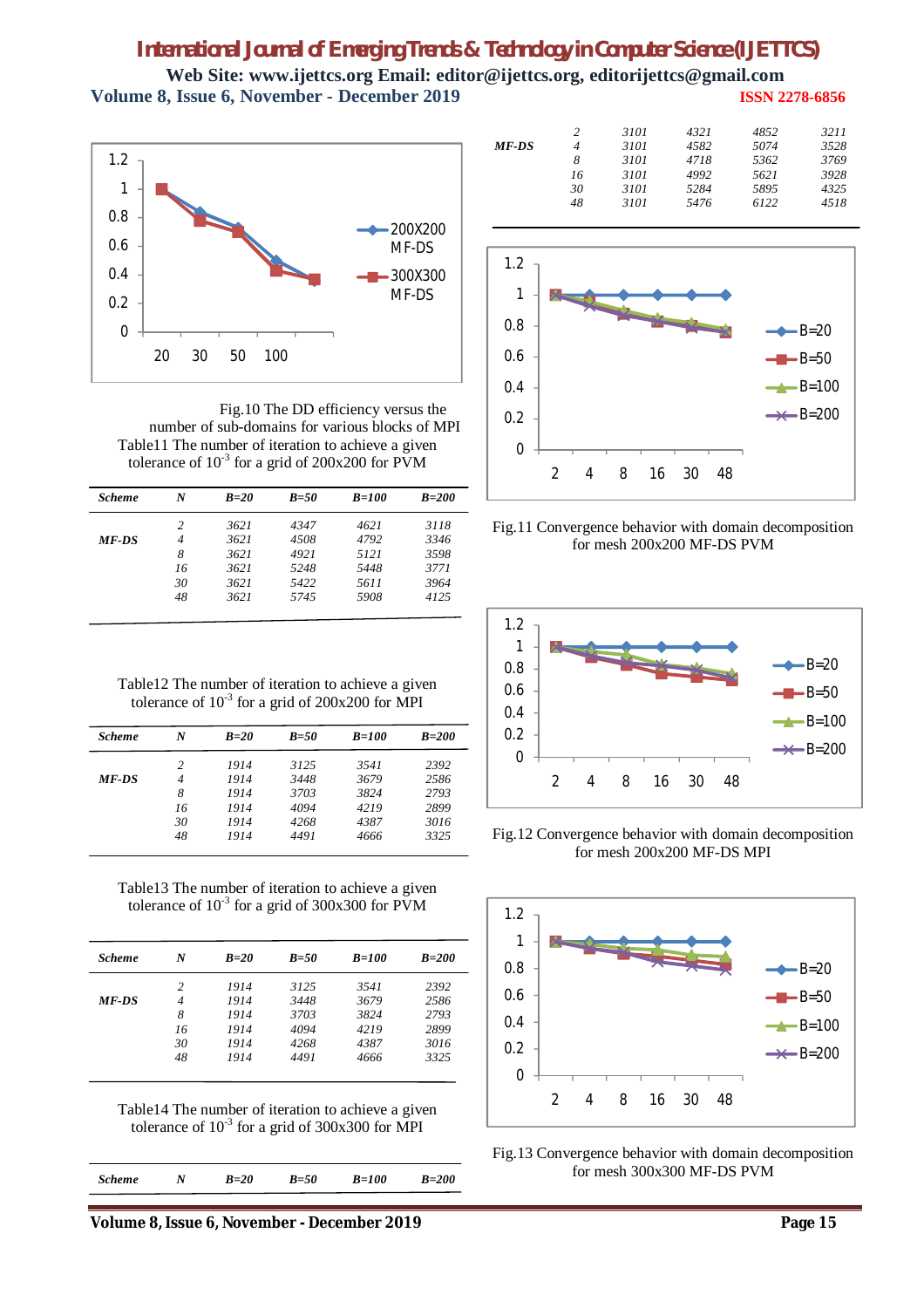Fig.10 The DD efficiency versus the number of sub-domains for various blocks of MPI

Table11 The number of iteration to achieve a given tolerance of $10^{-3}$ for a grid of 200x200 for PVM

| Scheme | N | B=20 | B=50 | B=100 | B=200 |
|---|---|---|---|---|---|
| MF-DS | 2 | 3621 | 4347 | 4621 | 3118 |
| | 4 | 3621 | 4508 | 4792 | 3346 |
| | 8 | 3621 | 4921 | 5121 | 3598 |
| | 16 | 3621 | 5248 | 5448 | 3771 |
| | 30 | 3621 | 5422 | 5611 | 3964 |
| | 48 | 3621 | 5745 | 5908 | 4125 |

Table12 The number of iteration to achieve a given tolerance of $10^{-3}$ for a grid of 200x200 for MPI

| Scheme | N | B=20 | B=50 | B=100 | B=200 |
|---|---|---|---|---|---|
| MF-DS | 2 | 1914 | 3125 | 3541 | 2392 |
| | 4 | 1914 | 3448 | 3679 | 2586 |
| | 8 | 1914 | 3703 | 3824 | 2793 |
| | 16 | 1914 | 4094 | 4219 | 2899 |
| | 30 | 1914 | 4268 | 4387 | 3016 |
| | 48 | 1914 | 4491 | 4666 | 3325 |

Table13 The number of iteration to achieve a given tolerance of $10^{-3}$ for a grid of 300x300 for PVM

| Scheme | N | B=20 | B=50 | B=100 | B=200 |
|---|---|---|---|---|---|
| MF-DS | 2 | 1914 | 3125 | 3541 | 2392 |
| | 4 | 1914 | 3448 | 3679 | 2586 |
| | 8 | 1914 | 3703 | 3824 | 2793 |
| | 16 | 1914 | 4094 | 4219 | 2899 |
| | 30 | 1914 | 4268 | 4387 | 3016 |
| | 48 | 1914 | 4491 | 4666 | 3325 |

Table14 The number of iteration to achieve a given tolerance of $10^{-3}$ for a grid of 300x300 for MPI

| Scheme | N | B=20 | B=50 | B=100 | B=200 |
|---|---|---|---|---|---|
| MF-DS | 2 | 3101 | 4321 | 4852 | 3211 |
| | 4 | 3101 | 4582 | 5074 | 3528 |
| | 8 | 3101 | 4718 | 5362 | 3769 |
| | 16 | 3101 | 4992 | 5621 | 3928 |
| | 30 | 3101 | 5284 | 5895 | 4325 |
| | 48 | 3101 | 5476 | 6122 | 4518 |

Fig.11 Convergence behavior with domain decomposition for mesh 200x200 MF-DS PVM

Fig.12 Convergence behavior with domain decomposition for mesh 200x200 MF-DS MPI

Fig.13 Convergence behavior with domain decomposition for mesh 300x300 MF-DS PVM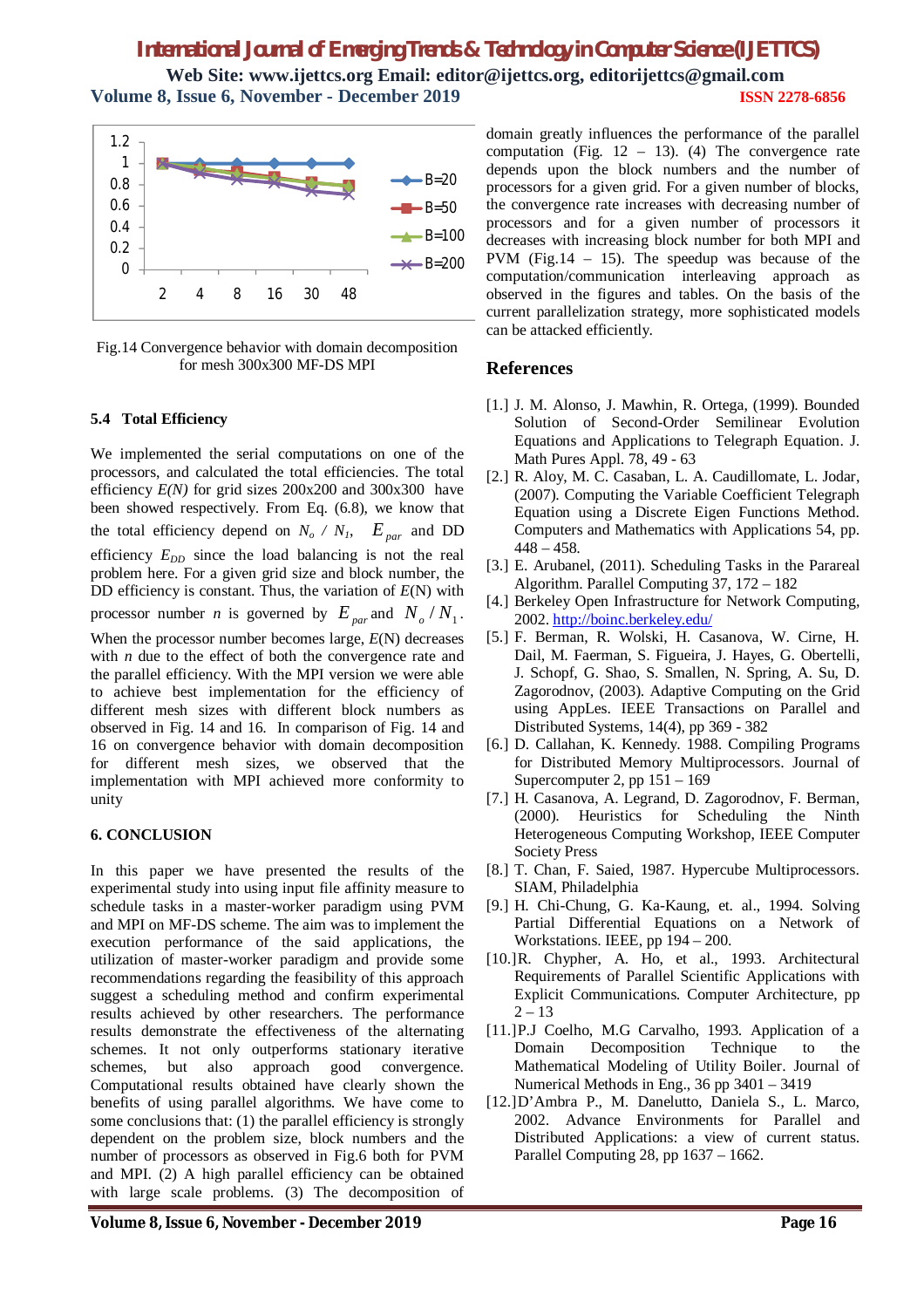Fig.14 Convergence behavior with domain decomposition for mesh 300x300 MF-DS MPI

### 5.4 Total Efficiency

We implemented the serial computations on one of the processors, and calculated the total efficiencies. The total efficiency *E(N)* for grid sizes 200x200 and 300x300 have been showed respectively. From Eq. (6.8), we know that the total efficiency depend on $N_o$ / $N_1$, $E_{par}$ and DD efficiency $E_{DD}$ since the load balancing is not the real problem here. For a given grid size and block number, the DD efficiency is constant. Thus, the variation of *E*(N) with processor number *n* is governed by $E_{par}$ and $N_o / N_1$. When the processor number becomes large, *E*(N) decreases with *n* due to the effect of both the convergence rate and the parallel efficiency. With the MPI version we were able to achieve best implementation for the efficiency of different mesh sizes with different block numbers as observed in Fig. 14 and 16. In comparison of Fig. 14 and 16 on convergence behavior with domain decomposition for different mesh sizes, we observed that the implementation with MPI achieved more conformity to unity

## 6. CONCLUSION

In this paper we have presented the results of the experimental study into using input file affinity measure to schedule tasks in a master-worker paradigm using PVM and MPI on MF-DS scheme. The aim was to implement the execution performance of the said applications, the utilization of master-worker paradigm and provide some recommendations regarding the feasibility of this approach suggest a scheduling method and confirm experimental results achieved by other researchers. The performance results demonstrate the effectiveness of the alternating schemes. It not only outperforms stationary iterative schemes, but also approach good convergence. Computational results obtained have clearly shown the benefits of using parallel algorithms. We have come to some conclusions that: (1) the parallel efficiency is strongly dependent on the problem size, block numbers and the number of processors as observed in Fig.6 both for PVM and MPI. (2) A high parallel efficiency can be obtained with large scale problems. (3) The decomposition of domain greatly influences the performance of the parallel computation (Fig. 12 – 13). (4) The convergence rate depends upon the block numbers and the number of processors for a given grid. For a given number of blocks, the convergence rate increases with decreasing number of processors and for a given number of processors it decreases with increasing block number for both MPI and PVM (Fig.14 – 15). The speedup was because of the computation/communication interleaving approach as observed in the figures and tables. On the basis of the current parallelization strategy, more sophisticated models can be attacked efficiently.

## References

[1.] J. M. Alonso, J. Mawhin, R. Ortega, (1999). Bounded Solution of Second-Order Semilinear Evolution Equations and Applications to Telegraph Equation. J. Math Pures Appl. 78, 49 - 63

[2.] R. Aloy, M. C. Casaban, L. A. Caudillomate, L. Jodar, (2007). Computing the Variable Coefficient Telegraph Equation using a Discrete Eigen Functions Method. Computers and Mathematics with Applications 54, pp. 448 – 458.

[3.] E. Arubanel, (2011). Scheduling Tasks in the Parareal Algorithm. Parallel Computing 37, 172 – 182

[4.] Berkeley Open Infrastructure for Network Computing, 2002. http://boinc.berkeley.edu/

[5.] F. Berman, R. Wolski, H. Casanova, W. Cirne, H. Dail, M. Faerman, S. Figueira, J. Hayes, G. Obertelli, J. Schopf, G. Shao, S. Smallen, N. Spring, A. Su, D. Zagorodnov, (2003). Adaptive Computing on the Grid using AppLes. IEEE Transactions on Parallel and Distributed Systems, 14(4), pp 369 - 382

[6.] D. Callahan, K. Kennedy. 1988. Compiling Programs for Distributed Memory Multiprocessors. Journal of Supercomputer 2, pp 151 – 169

[7.] H. Casanova, A. Legrand, D. Zagorodnov, F. Berman, (2000). Heuristics for Scheduling the Ninth Heterogeneous Computing Workshop, IEEE Computer Society Press

[8.] T. Chan, F. Saied, 1987. Hypercube Multiprocessors. SIAM, Philadelphia

[9.] H. Chi-Chung, G. Ka-Kaung, et. al., 1994. Solving Partial Differential Equations on a Network of Workstations. IEEE, pp 194 – 200.

[10.] R. Chypher, A. Ho, et al., 1993. Architectural Requirements of Parallel Scientific Applications with Explicit Communications. Computer Architecture, pp 2 – 13

[11.] P.J Coelho, M.G Carvalho, 1993. Application of a Domain Decomposition Technique to the Mathematical Modeling of Utility Boiler. Journal of Numerical Methods in Eng., 36 pp 3401 – 3419

[12.] D'Ambra P., M. Danelutto, Daniela S., L. Marco, 2002. Advance Environments for Parallel and Distributed Applications: a view of current status. Parallel Computing 28, pp 1637 – 1662.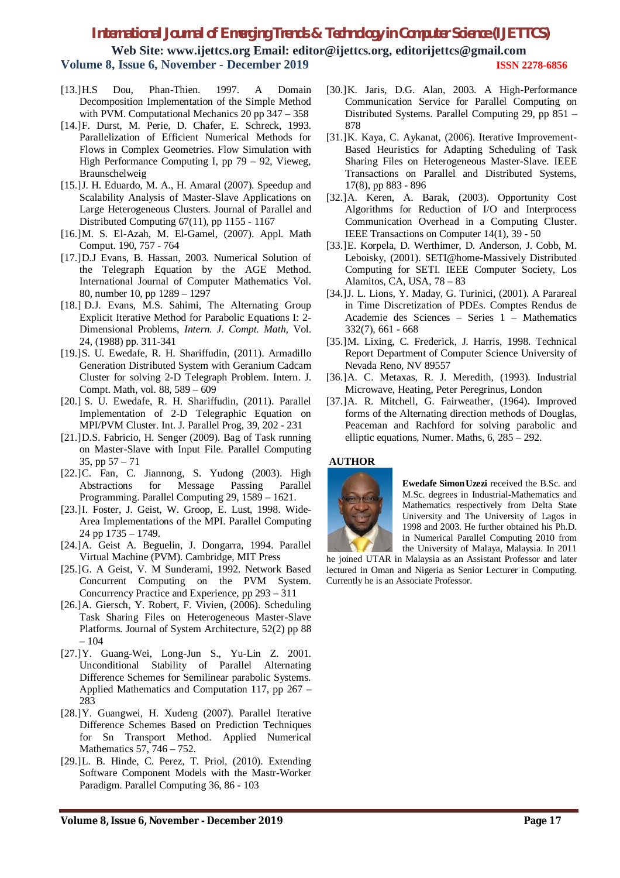[13.] H.S Dou, Phan-Thien. 1997. A Domain Decomposition Implementation of the Simple Method with PVM. Computational Mechanics 20 pp 347 – 358

[14.] F. Durst, M. Perie, D. Chafer, E. Schreck, 1993. Parallelization of Efficient Numerical Methods for Flows in Complex Geometries. Flow Simulation with High Performance Computing I, pp 79 – 92, Vieweg, Braunschelweig

[15.] J. H. Eduardo, M. A., H. Amaral (2007). Speedup and Scalability Analysis of Master-Slave Applications on Large Heterogeneous Clusters. Journal of Parallel and Distributed Computing 67(11), pp 1155 - 1167

[16.] M. S. El-Azah, M. El-Gamel, (2007). Appl. Math Comput. 190, 757 - 764

[17.] D.J Evans, B. Hassan, 2003. Numerical Solution of the Telegraph Equation by the AGE Method. International Journal of Computer Mathematics Vol. 80, number 10, pp 1289 – 1297

[18.] D.J. Evans, M.S. Sahimi, The Alternating Group Explicit Iterative Method for Parabolic Equations I: 2-Dimensional Problems, *Intern. J. Compt. Math,* Vol. 24, (1988) pp. 311-341

[19.] S. U. Ewedafe, R. H. Shariffudin, (2011). Armadillo Generation Distributed System with Geranium Cadcam Cluster for solving 2-D Telegraph Problem. Intern. J. Compt. Math, vol. 88, 589 – 609

[20.] S. U. Ewedafe, R. H. Shariffudin, (2011). Parallel Implementation of 2-D Telegraphic Equation on MPI/PVM Cluster. Int. J. Parallel Prog, 39, 202 - 231

[21.] D.S. Fabricio, H. Senger (2009). Bag of Task running on Master-Slave with Input File. Parallel Computing 35, pp 57 – 71

[22.] C. Fan, C. Jiannong, S. Yudong (2003). High Abstractions for Message Passing Parallel Programming. Parallel Computing 29, 1589 – 1621.

[23.] I. Foster, J. Geist, W. Group, E. Lust, 1998. Wide-Area Implementations of the MPI. Parallel Computing 24 pp 1735 – 1749.

[24.] A. Geist A. Beguelin, J. Dongarra, 1994. Parallel Virtual Machine (PVM). Cambridge, MIT Press

[25.] G. A Geist, V. M Sunderami, 1992. Network Based Concurrent Computing on the PVM System. Concurrency Practice and Experience, pp 293 – 311

[26.] A. Giersch, Y. Robert, F. Vivien, (2006). Scheduling Task Sharing Files on Heterogeneous Master-Slave Platforms. Journal of System Architecture, 52(2) pp 88 – 104

[27.] Y. Guang-Wei, Long-Jun S., Yu-Lin Z. 2001. Unconditional Stability of Parallel Alternating Difference Schemes for Semilinear parabolic Systems. Applied Mathematics and Computation 117, pp 267 – 283

[28.] Y. Guangwei, H. Xudeng (2007). Parallel Iterative Difference Schemes Based on Prediction Techniques for Sn Transport Method. Applied Numerical Mathematics 57, 746 – 752.

[29.] L. B. Hinde, C. Perez, T. Priol, (2010). Extending Software Component Models with the Mastr-Worker Paradigm. Parallel Computing 36, 86 - 103

[30.] K. Jaris, D.G. Alan, 2003. A High-Performance Communication Service for Parallel Computing on Distributed Systems. Parallel Computing 29, pp 851 – 878

[31.] K. Kaya, C. Aykanat, (2006). Iterative Improvement-Based Heuristics for Adapting Scheduling of Task Sharing Files on Heterogeneous Master-Slave. IEEE Transactions on Parallel and Distributed Systems, 17(8), pp 883 - 896

[32.] A. Keren, A. Barak, (2003). Opportunity Cost Algorithms for Reduction of I/O and Interprocess Communication Overhead in a Computing Cluster. IEEE Transactions on Computer 14(1), 39 - 50

[33.] E. Korpela, D. Werthimer, D. Anderson, J. Cobb, M. Leboisky, (2001). SETI@home-Massively Distributed Computing for SETI. IEEE Computer Society, Los Alamitos, CA, USA, 78 – 83

[34.] J. L. Lions, Y. Maday, G. Turinici, (2001). A Parareal in Time Discretization of PDEs. Comptes Rendus de Academie des Sciences – Series 1 – Mathematics 332(7), 661 - 668

[35.] M. Lixing, C. Frederick, J. Harris, 1998. Technical Report Department of Computer Science University of Nevada Reno, NV 89557

[36.] A. C. Metaxas, R. J. Meredith, (1993). Industrial Microwave, Heating, Peter Peregrinus, London

[37.] A. R. Mitchell, G. Fairweather, (1964). Improved forms of the Alternating direction methods of Douglas, Peaceman and Rachford for solving parabolic and elliptic equations, Numer. Maths, 6, 285 – 292.

## AUTHOR

**Ewedafe Simon Uzezi** received the B.Sc. and M.Sc. degrees in Industrial-Mathematics and Mathematics respectively from Delta State University and The University of Lagos in 1998 and 2003. He further obtained his Ph.D. in Numerical Parallel Computing 2010 from the University of Malaya, Malaysia. In 2011 he joined UTAR in Malaysia as an Assistant Professor and later lectured in Oman and Nigeria as Senior Lecturer in Computing. Currently he is an Associate Professor.